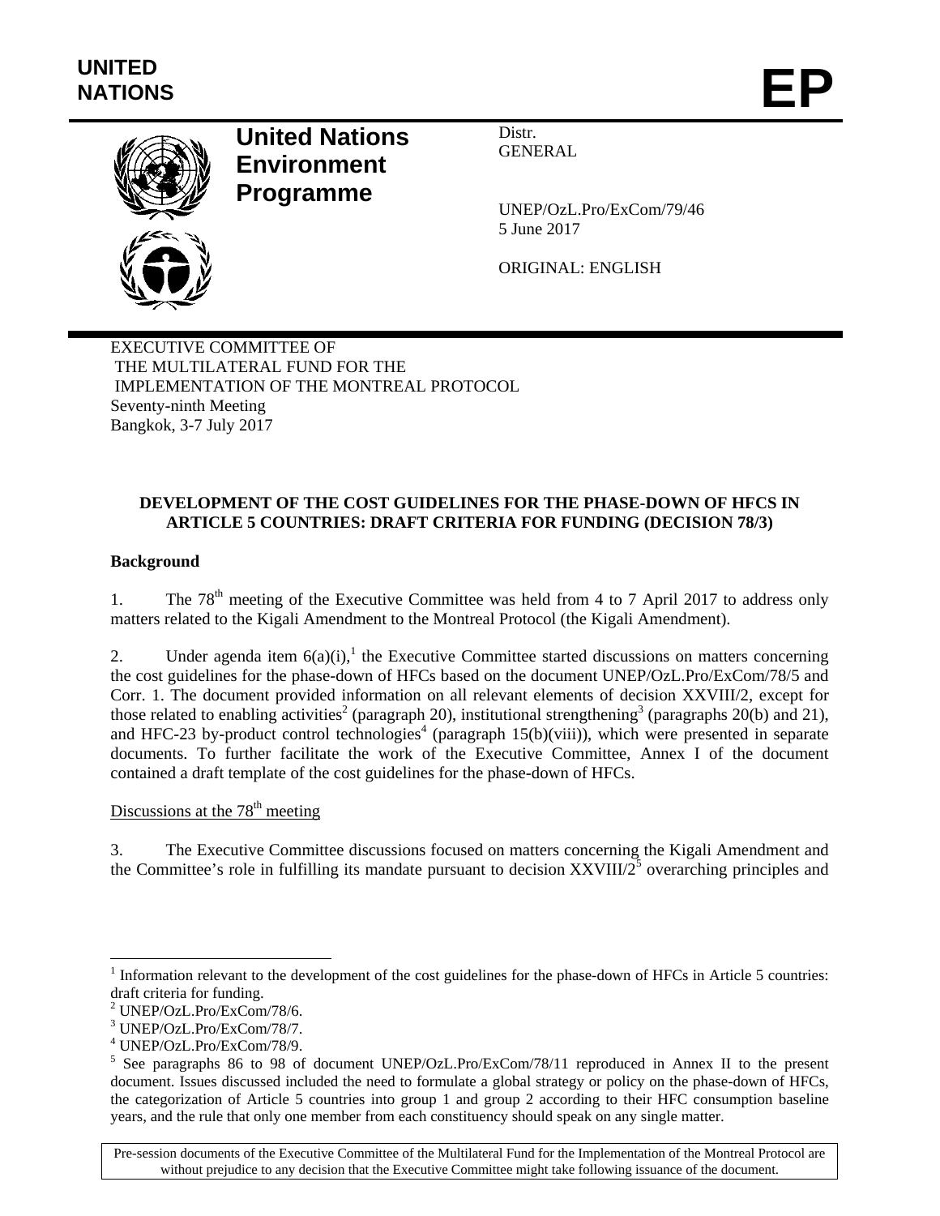UNITED NATIONS

# EP

**United Nations Environment Programme**

Distr.
GENERAL

UNEP/OzL.Pro/ExCom/79/46
5 June 2017

ORIGINAL: ENGLISH

EXECUTIVE COMMITTEE OF
THE MULTILATERAL FUND FOR THE
IMPLEMENTATION OF THE MONTREAL PROTOCOL
Seventy-ninth Meeting
Bangkok, 3-7 July 2017

**DEVELOPMENT OF THE COST GUIDELINES FOR THE PHASE-DOWN OF HFCS IN ARTICLE 5 COUNTRIES: DRAFT CRITERIA FOR FUNDING (DECISION 78/3)**

**Background**

1. The 78th meeting of the Executive Committee was held from 4 to 7 April 2017 to address only matters related to the Kigali Amendment to the Montreal Protocol (the Kigali Amendment).

2. Under agenda item 6(a)(i),[1] the Executive Committee started discussions on matters concerning the cost guidelines for the phase-down of HFCs based on the document UNEP/OzL.Pro/ExCom/78/5 and Corr. 1. The document provided information on all relevant elements of decision XXVIII/2, except for those related to enabling activities[2] (paragraph 20), institutional strengthening[3] (paragraphs 20(b) and 21), and HFC-23 by-product control technologies[4] (paragraph 15(b)(viii)), which were presented in separate documents. To further facilitate the work of the Executive Committee, Annex I of the document contained a draft template of the cost guidelines for the phase-down of HFCs.

Discussions at the 78th meeting

3. The Executive Committee discussions focused on matters concerning the Kigali Amendment and the Committee's role in fulfilling its mandate pursuant to decision XXVIII/2[5] overarching principles and

[1] Information relevant to the development of the cost guidelines for the phase-down of HFCs in Article 5 countries: draft criteria for funding.
[2] UNEP/OzL.Pro/ExCom/78/6.
[3] UNEP/OzL.Pro/ExCom/78/7.
[4] UNEP/OzL.Pro/ExCom/78/9.
[5] See paragraphs 86 to 98 of document UNEP/OzL.Pro/ExCom/78/11 reproduced in Annex II to the present document. Issues discussed included the need to formulate a global strategy or policy on the phase-down of HFCs, the categorization of Article 5 countries into group 1 and group 2 according to their HFC consumption baseline years, and the rule that only one member from each constituency should speak on any single matter.

Pre-session documents of the Executive Committee of the Multilateral Fund for the Implementation of the Montreal Protocol are without prejudice to any decision that the Executive Committee might take following issuance of the document.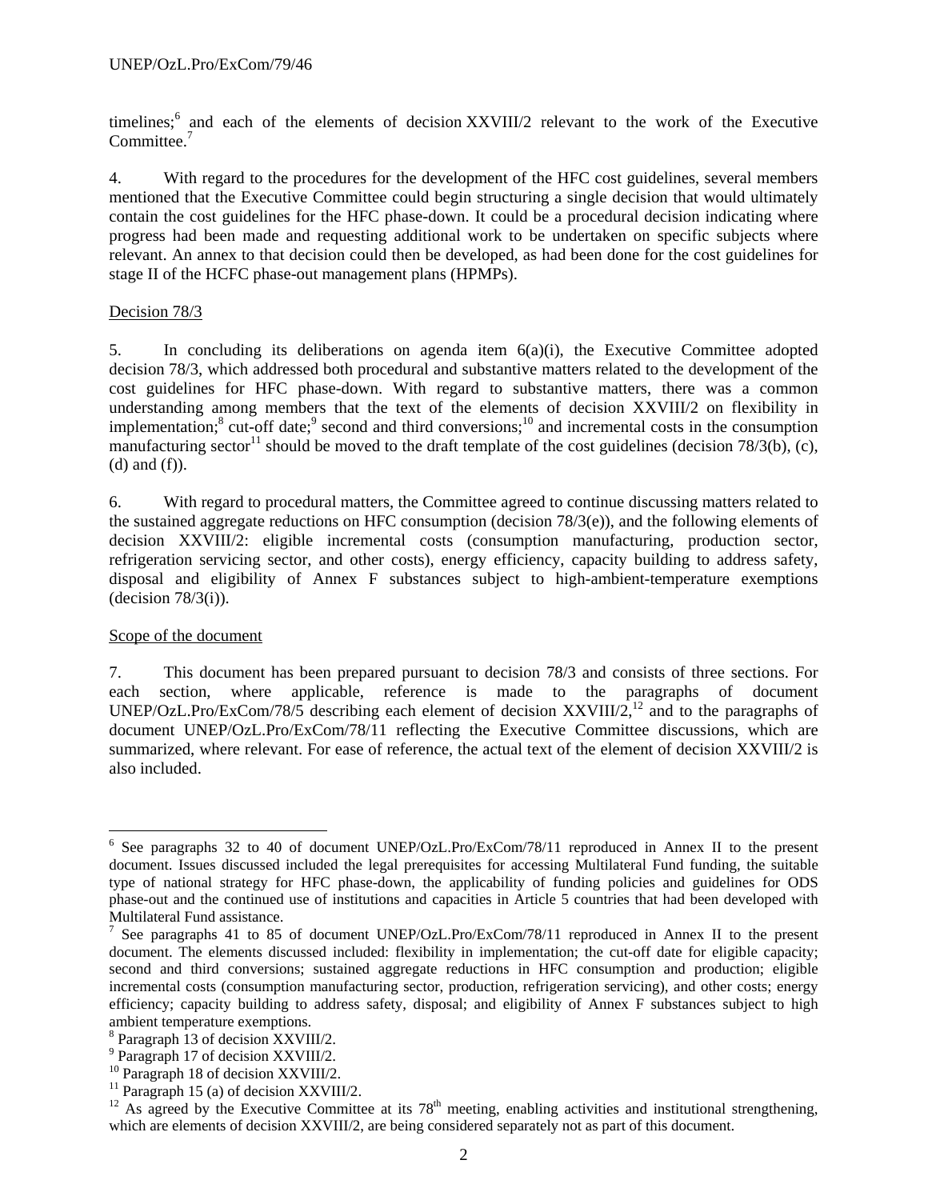timelines;[6] and each of the elements of decision XXVIII/2 relevant to the work of the Executive Committee.[7]

4. With regard to the procedures for the development of the HFC cost guidelines, several members mentioned that the Executive Committee could begin structuring a single decision that would ultimately contain the cost guidelines for the HFC phase-down. It could be a procedural decision indicating where progress had been made and requesting additional work to be undertaken on specific subjects where relevant. An annex to that decision could then be developed, as had been done for the cost guidelines for stage II of the HCFC phase-out management plans (HPMPs).

Decision 78/3

5. In concluding its deliberations on agenda item 6(a)(i), the Executive Committee adopted decision 78/3, which addressed both procedural and substantive matters related to the development of the cost guidelines for HFC phase-down. With regard to substantive matters, there was a common understanding among members that the text of the elements of decision XXVIII/2 on flexibility in implementation;[8] cut-off date;[9] second and third conversions;[10] and incremental costs in the consumption manufacturing sector[11] should be moved to the draft template of the cost guidelines (decision 78/3(b), (c), (d) and (f)).

6. With regard to procedural matters, the Committee agreed to continue discussing matters related to the sustained aggregate reductions on HFC consumption (decision 78/3(e)), and the following elements of decision XXVIII/2: eligible incremental costs (consumption manufacturing, production sector, refrigeration servicing sector, and other costs), energy efficiency, capacity building to address safety, disposal and eligibility of Annex F substances subject to high-ambient-temperature exemptions (decision 78/3(i)).

Scope of the document

7. This document has been prepared pursuant to decision 78/3 and consists of three sections. For each section, where applicable, reference is made to the paragraphs of document UNEP/OzL.Pro/ExCom/78/5 describing each element of decision XXVIII/2,[12] and to the paragraphs of document UNEP/OzL.Pro/ExCom/78/11 reflecting the Executive Committee discussions, which are summarized, where relevant. For ease of reference, the actual text of the element of decision XXVIII/2 is also included.

---

[6] See paragraphs 32 to 40 of document UNEP/OzL.Pro/ExCom/78/11 reproduced in Annex II to the present document. Issues discussed included the legal prerequisites for accessing Multilateral Fund funding, the suitable type of national strategy for HFC phase-down, the applicability of funding policies and guidelines for ODS phase-out and the continued use of institutions and capacities in Article 5 countries that had been developed with Multilateral Fund assistance.

[7] See paragraphs 41 to 85 of document UNEP/OzL.Pro/ExCom/78/11 reproduced in Annex II to the present document. The elements discussed included: flexibility in implementation; the cut-off date for eligible capacity; second and third conversions; sustained aggregate reductions in HFC consumption and production; eligible incremental costs (consumption manufacturing sector, production, refrigeration servicing), and other costs; energy efficiency; capacity building to address safety, disposal; and eligibility of Annex F substances subject to high ambient temperature exemptions.

[8] Paragraph 13 of decision XXVIII/2.

[9] Paragraph 17 of decision XXVIII/2.

[10] Paragraph 18 of decision XXVIII/2.

[11] Paragraph 15 (a) of decision XXVIII/2.

[12] As agreed by the Executive Committee at its 78th meeting, enabling activities and institutional strengthening, which are elements of decision XXVIII/2, are being considered separately not as part of this document.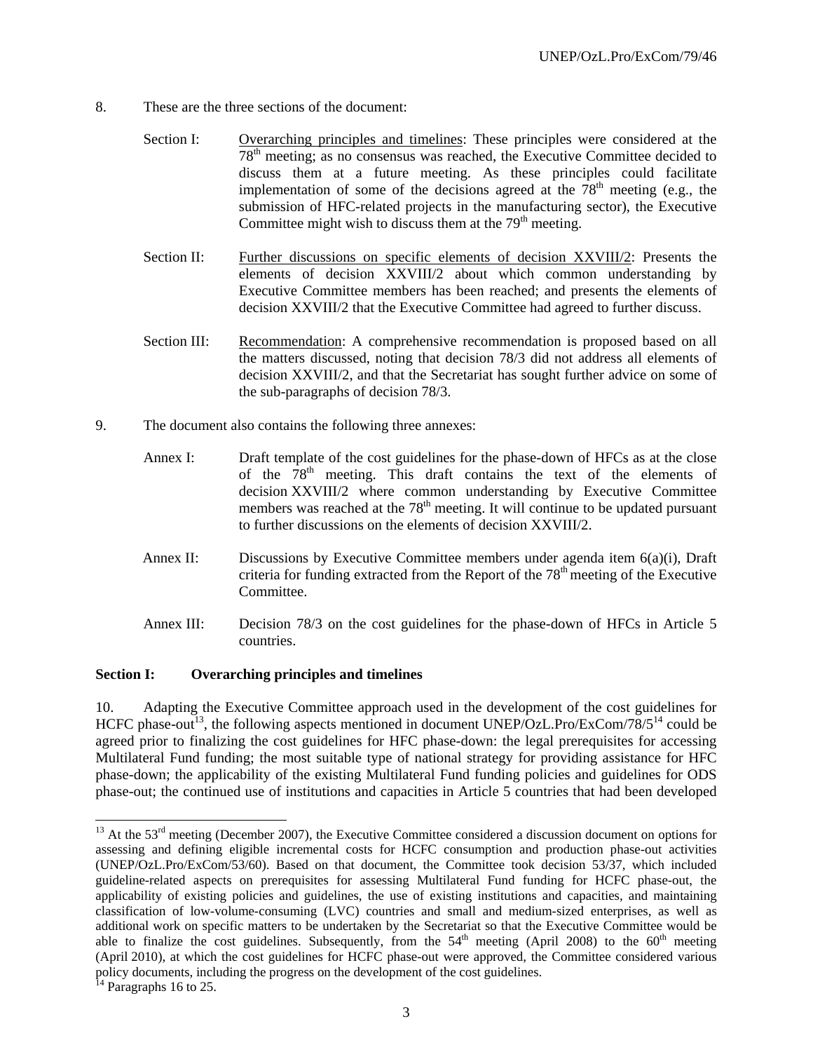8. These are the three sections of the document:

Section I: Overarching principles and timelines: These principles were considered at the 78th meeting; as no consensus was reached, the Executive Committee decided to discuss them at a future meeting. As these principles could facilitate implementation of some of the decisions agreed at the 78th meeting (e.g., the submission of HFC-related projects in the manufacturing sector), the Executive Committee might wish to discuss them at the 79th meeting.

Section II: Further discussions on specific elements of decision XXVIII/2: Presents the elements of decision XXVIII/2 about which common understanding by Executive Committee members has been reached; and presents the elements of decision XXVIII/2 that the Executive Committee had agreed to further discuss.

Section III: Recommendation: A comprehensive recommendation is proposed based on all the matters discussed, noting that decision 78/3 did not address all elements of decision XXVIII/2, and that the Secretariat has sought further advice on some of the sub-paragraphs of decision 78/3.

9. The document also contains the following three annexes:

Annex I: Draft template of the cost guidelines for the phase-down of HFCs as at the close of the 78th meeting. This draft contains the text of the elements of decision XXVIII/2 where common understanding by Executive Committee members was reached at the 78th meeting. It will continue to be updated pursuant to further discussions on the elements of decision XXVIII/2.

Annex II: Discussions by Executive Committee members under agenda item 6(a)(i), Draft criteria for funding extracted from the Report of the 78th meeting of the Executive Committee.

Annex III: Decision 78/3 on the cost guidelines for the phase-down of HFCs in Article 5 countries.

## Section I: Overarching principles and timelines

10. Adapting the Executive Committee approach used in the development of the cost guidelines for HCFC phase-out[13], the following aspects mentioned in document UNEP/OzL.Pro/ExCom/78/5[14] could be agreed prior to finalizing the cost guidelines for HFC phase-down: the legal prerequisites for accessing Multilateral Fund funding; the most suitable type of national strategy for providing assistance for HFC phase-down; the applicability of the existing Multilateral Fund funding policies and guidelines for ODS phase-out; the continued use of institutions and capacities in Article 5 countries that had been developed

[13] At the 53rd meeting (December 2007), the Executive Committee considered a discussion document on options for assessing and defining eligible incremental costs for HCFC consumption and production phase-out activities (UNEP/OzL.Pro/ExCom/53/60). Based on that document, the Committee took decision 53/37, which included guideline-related aspects on prerequisites for assessing Multilateral Fund funding for HCFC phase-out, the applicability of existing policies and guidelines, the use of existing institutions and capacities, and maintaining classification of low-volume-consuming (LVC) countries and small and medium-sized enterprises, as well as additional work on specific matters to be undertaken by the Secretariat so that the Executive Committee would be able to finalize the cost guidelines. Subsequently, from the 54th meeting (April 2008) to the 60th meeting (April 2010), at which the cost guidelines for HCFC phase-out were approved, the Committee considered various policy documents, including the progress on the development of the cost guidelines.

[14] Paragraphs 16 to 25.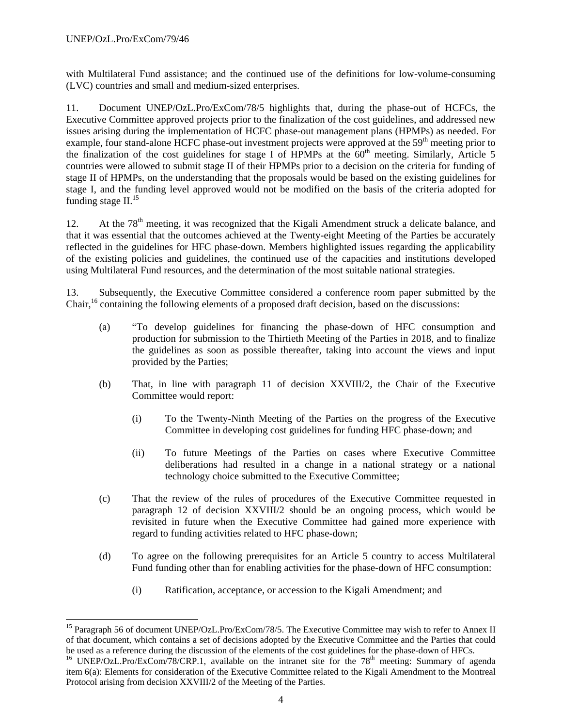with Multilateral Fund assistance; and the continued use of the definitions for low-volume-consuming (LVC) countries and small and medium-sized enterprises.

11. Document UNEP/OzL.Pro/ExCom/78/5 highlights that, during the phase-out of HCFCs, the Executive Committee approved projects prior to the finalization of the cost guidelines, and addressed new issues arising during the implementation of HCFC phase-out management plans (HPMPs) as needed. For example, four stand-alone HCFC phase-out investment projects were approved at the 59th meeting prior to the finalization of the cost guidelines for stage I of HPMPs at the 60th meeting. Similarly, Article 5 countries were allowed to submit stage II of their HPMPs prior to a decision on the criteria for funding of stage II of HPMPs, on the understanding that the proposals would be based on the existing guidelines for stage I, and the funding level approved would not be modified on the basis of the criteria adopted for funding stage II.[15]

12. At the 78th meeting, it was recognized that the Kigali Amendment struck a delicate balance, and that it was essential that the outcomes achieved at the Twenty-eight Meeting of the Parties be accurately reflected in the guidelines for HFC phase-down. Members highlighted issues regarding the applicability of the existing policies and guidelines, the continued use of the capacities and institutions developed using Multilateral Fund resources, and the determination of the most suitable national strategies.

13. Subsequently, the Executive Committee considered a conference room paper submitted by the Chair,[16] containing the following elements of a proposed draft decision, based on the discussions:

(a) "To develop guidelines for financing the phase-down of HFC consumption and production for submission to the Thirtieth Meeting of the Parties in 2018, and to finalize the guidelines as soon as possible thereafter, taking into account the views and input provided by the Parties;

(b) That, in line with paragraph 11 of decision XXVIII/2, the Chair of the Executive Committee would report:

  (i) To the Twenty-Ninth Meeting of the Parties on the progress of the Executive Committee in developing cost guidelines for funding HFC phase-down; and

  (ii) To future Meetings of the Parties on cases where Executive Committee deliberations had resulted in a change in a national strategy or a national technology choice submitted to the Executive Committee;

(c) That the review of the rules of procedures of the Executive Committee requested in paragraph 12 of decision XXVIII/2 should be an ongoing process, which would be revisited in future when the Executive Committee had gained more experience with regard to funding activities related to HFC phase-down;

(d) To agree on the following prerequisites for an Article 5 country to access Multilateral Fund funding other than for enabling activities for the phase-down of HFC consumption:

  (i) Ratification, acceptance, or accession to the Kigali Amendment; and

---

[15] Paragraph 56 of document UNEP/OzL.Pro/ExCom/78/5. The Executive Committee may wish to refer to Annex II of that document, which contains a set of decisions adopted by the Executive Committee and the Parties that could be used as a reference during the discussion of the elements of the cost guidelines for the phase-down of HFCs.

[16] UNEP/OzL.Pro/ExCom/78/CRP.1, available on the intranet site for the 78th meeting: Summary of agenda item 6(a): Elements for consideration of the Executive Committee related to the Kigali Amendment to the Montreal Protocol arising from decision XXVIII/2 of the Meeting of the Parties.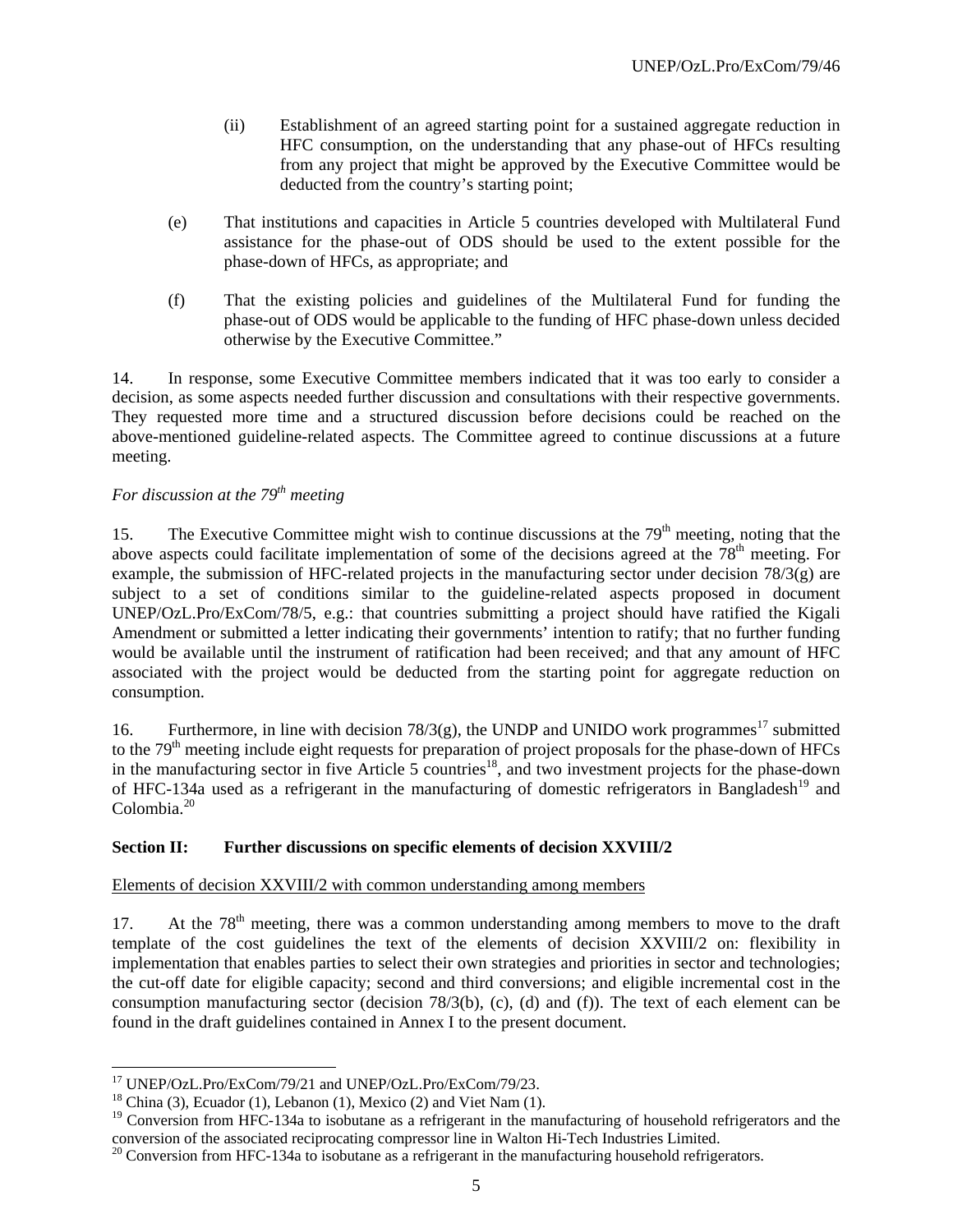(ii) Establishment of an agreed starting point for a sustained aggregate reduction in HFC consumption, on the understanding that any phase-out of HFCs resulting from any project that might be approved by the Executive Committee would be deducted from the country's starting point;

(e) That institutions and capacities in Article 5 countries developed with Multilateral Fund assistance for the phase-out of ODS should be used to the extent possible for the phase-down of HFCs, as appropriate; and

(f) That the existing policies and guidelines of the Multilateral Fund for funding the phase-out of ODS would be applicable to the funding of HFC phase-down unless decided otherwise by the Executive Committee."

14. In response, some Executive Committee members indicated that it was too early to consider a decision, as some aspects needed further discussion and consultations with their respective governments. They requested more time and a structured discussion before decisions could be reached on the above-mentioned guideline-related aspects. The Committee agreed to continue discussions at a future meeting.

*For discussion at the 79th meeting*

15. The Executive Committee might wish to continue discussions at the 79th meeting, noting that the above aspects could facilitate implementation of some of the decisions agreed at the 78th meeting. For example, the submission of HFC-related projects in the manufacturing sector under decision 78/3(g) are subject to a set of conditions similar to the guideline-related aspects proposed in document UNEP/OzL.Pro/ExCom/78/5, e.g.: that countries submitting a project should have ratified the Kigali Amendment or submitted a letter indicating their governments' intention to ratify; that no further funding would be available until the instrument of ratification had been received; and that any amount of HFC associated with the project would be deducted from the starting point for aggregate reduction on consumption.

16. Furthermore, in line with decision 78/3(g), the UNDP and UNIDO work programmes[17] submitted to the 79th meeting include eight requests for preparation of project proposals for the phase-down of HFCs in the manufacturing sector in five Article 5 countries[18], and two investment projects for the phase-down of HFC-134a used as a refrigerant in the manufacturing of domestic refrigerators in Bangladesh[19] and Colombia.[20]

**Section II: Further discussions on specific elements of decision XXVIII/2**

Elements of decision XXVIII/2 with common understanding among members

17. At the 78th meeting, there was a common understanding among members to move to the draft template of the cost guidelines the text of the elements of decision XXVIII/2 on: flexibility in implementation that enables parties to select their own strategies and priorities in sector and technologies; the cut-off date for eligible capacity; second and third conversions; and eligible incremental cost in the consumption manufacturing sector (decision 78/3(b), (c), (d) and (f)). The text of each element can be found in the draft guidelines contained in Annex I to the present document.

---

[17] UNEP/OzL.Pro/ExCom/79/21 and UNEP/OzL.Pro/ExCom/79/23.

[18] China (3), Ecuador (1), Lebanon (1), Mexico (2) and Viet Nam (1).

[19] Conversion from HFC-134a to isobutane as a refrigerant in the manufacturing of household refrigerators and the conversion of the associated reciprocating compressor line in Walton Hi-Tech Industries Limited.

[20] Conversion from HFC-134a to isobutane as a refrigerant in the manufacturing household refrigerators.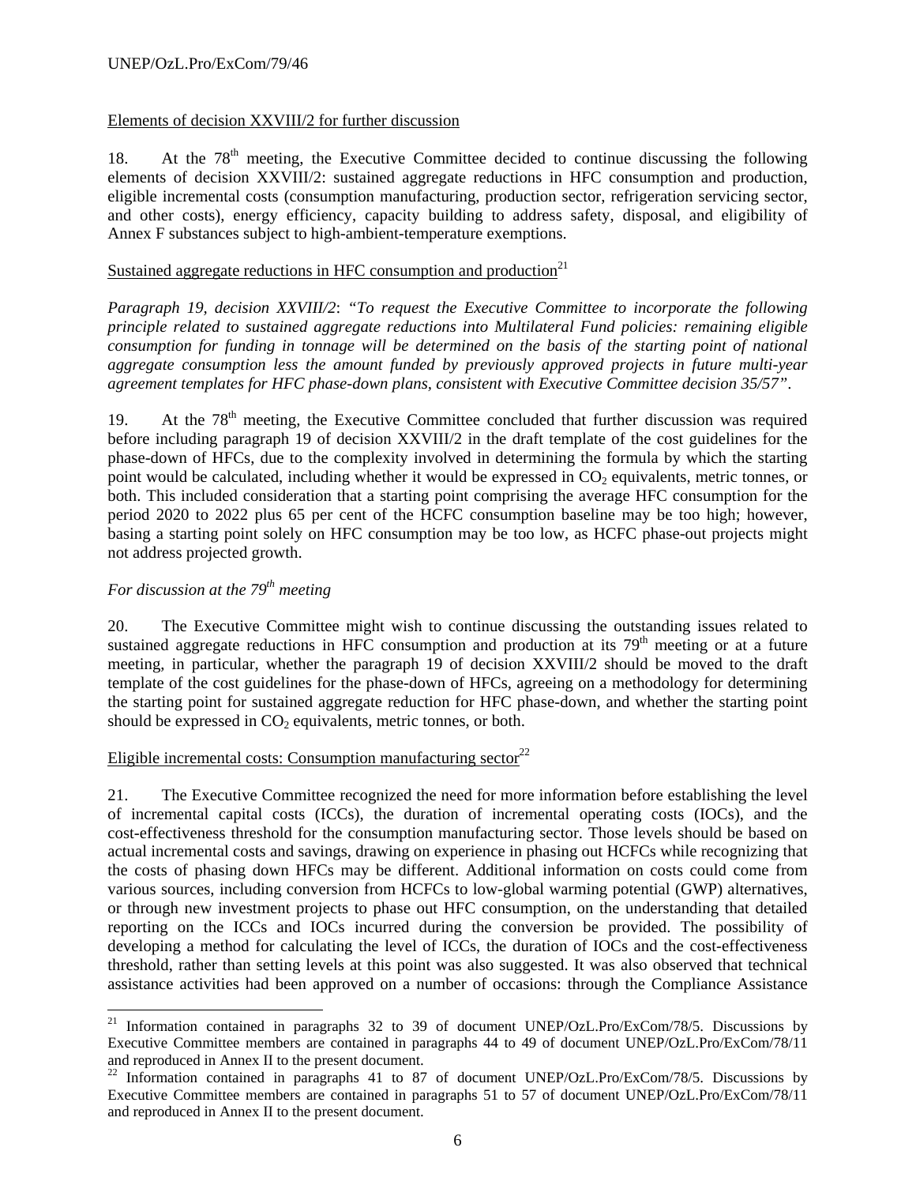Elements of decision XXVIII/2 for further discussion

18. At the 78th meeting, the Executive Committee decided to continue discussing the following elements of decision XXVIII/2: sustained aggregate reductions in HFC consumption and production, eligible incremental costs (consumption manufacturing, production sector, refrigeration servicing sector, and other costs), energy efficiency, capacity building to address safety, disposal, and eligibility of Annex F substances subject to high-ambient-temperature exemptions.

Sustained aggregate reductions in HFC consumption and production[21]

*Paragraph 19, decision XXVIII/2*: *"To request the Executive Committee to incorporate the following principle related to sustained aggregate reductions into Multilateral Fund policies: remaining eligible consumption for funding in tonnage will be determined on the basis of the starting point of national aggregate consumption less the amount funded by previously approved projects in future multi-year agreement templates for HFC phase-down plans, consistent with Executive Committee decision 35/57"*.

19. At the 78th meeting, the Executive Committee concluded that further discussion was required before including paragraph 19 of decision XXVIII/2 in the draft template of the cost guidelines for the phase-down of HFCs, due to the complexity involved in determining the formula by which the starting point would be calculated, including whether it would be expressed in $CO_2$ equivalents, metric tonnes, or both. This included consideration that a starting point comprising the average HFC consumption for the period 2020 to 2022 plus 65 per cent of the HCFC consumption baseline may be too high; however, basing a starting point solely on HFC consumption may be too low, as HCFC phase-out projects might not address projected growth.

*For discussion at the 79th meeting*

20. The Executive Committee might wish to continue discussing the outstanding issues related to sustained aggregate reductions in HFC consumption and production at its 79th meeting or at a future meeting, in particular, whether the paragraph 19 of decision XXVIII/2 should be moved to the draft template of the cost guidelines for the phase-down of HFCs, agreeing on a methodology for determining the starting point for sustained aggregate reduction for HFC phase-down, and whether the starting point should be expressed in $CO_2$ equivalents, metric tonnes, or both.

Eligible incremental costs: Consumption manufacturing sector[22]

21. The Executive Committee recognized the need for more information before establishing the level of incremental capital costs (ICCs), the duration of incremental operating costs (IOCs), and the cost-effectiveness threshold for the consumption manufacturing sector. Those levels should be based on actual incremental costs and savings, drawing on experience in phasing out HCFCs while recognizing that the costs of phasing down HFCs may be different. Additional information on costs could come from various sources, including conversion from HCFCs to low-global warming potential (GWP) alternatives, or through new investment projects to phase out HFC consumption, on the understanding that detailed reporting on the ICCs and IOCs incurred during the conversion be provided. The possibility of developing a method for calculating the level of ICCs, the duration of IOCs and the cost-effectiveness threshold, rather than setting levels at this point was also suggested. It was also observed that technical assistance activities had been approved on a number of occasions: through the Compliance Assistance

[21] Information contained in paragraphs 32 to 39 of document UNEP/OzL.Pro/ExCom/78/5. Discussions by Executive Committee members are contained in paragraphs 44 to 49 of document UNEP/OzL.Pro/ExCom/78/11 and reproduced in Annex II to the present document.

[22] Information contained in paragraphs 41 to 87 of document UNEP/OzL.Pro/ExCom/78/5. Discussions by Executive Committee members are contained in paragraphs 51 to 57 of document UNEP/OzL.Pro/ExCom/78/11 and reproduced in Annex II to the present document.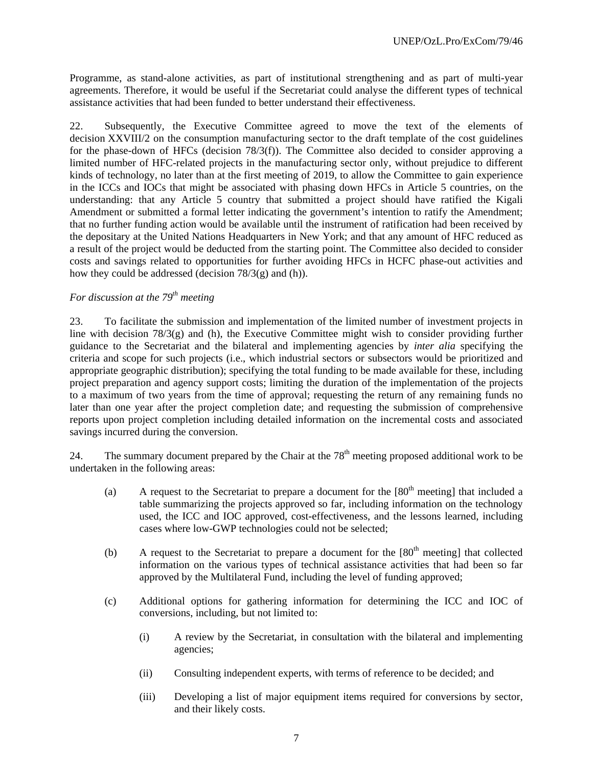Programme, as stand-alone activities, as part of institutional strengthening and as part of multi-year agreements. Therefore, it would be useful if the Secretariat could analyse the different types of technical assistance activities that had been funded to better understand their effectiveness.

22. Subsequently, the Executive Committee agreed to move the text of the elements of decision XXVIII/2 on the consumption manufacturing sector to the draft template of the cost guidelines for the phase-down of HFCs (decision 78/3(f)). The Committee also decided to consider approving a limited number of HFC-related projects in the manufacturing sector only, without prejudice to different kinds of technology, no later than at the first meeting of 2019, to allow the Committee to gain experience in the ICCs and IOCs that might be associated with phasing down HFCs in Article 5 countries, on the understanding: that any Article 5 country that submitted a project should have ratified the Kigali Amendment or submitted a formal letter indicating the government's intention to ratify the Amendment; that no further funding action would be available until the instrument of ratification had been received by the depositary at the United Nations Headquarters in New York; and that any amount of HFC reduced as a result of the project would be deducted from the starting point. The Committee also decided to consider costs and savings related to opportunities for further avoiding HFCs in HCFC phase-out activities and how they could be addressed (decision 78/3(g) and (h)).

*For discussion at the 79th meeting*

23. To facilitate the submission and implementation of the limited number of investment projects in line with decision 78/3(g) and (h), the Executive Committee might wish to consider providing further guidance to the Secretariat and the bilateral and implementing agencies by *inter alia* specifying the criteria and scope for such projects (i.e., which industrial sectors or subsectors would be prioritized and appropriate geographic distribution); specifying the total funding to be made available for these, including project preparation and agency support costs; limiting the duration of the implementation of the projects to a maximum of two years from the time of approval; requesting the return of any remaining funds no later than one year after the project completion date; and requesting the submission of comprehensive reports upon project completion including detailed information on the incremental costs and associated savings incurred during the conversion.

24. The summary document prepared by the Chair at the 78th meeting proposed additional work to be undertaken in the following areas:

(a) A request to the Secretariat to prepare a document for the [80th meeting] that included a table summarizing the projects approved so far, including information on the technology used, the ICC and IOC approved, cost-effectiveness, and the lessons learned, including cases where low-GWP technologies could not be selected;

(b) A request to the Secretariat to prepare a document for the [80th meeting] that collected information on the various types of technical assistance activities that had been so far approved by the Multilateral Fund, including the level of funding approved;

(c) Additional options for gathering information for determining the ICC and IOC of conversions, including, but not limited to:

   (i) A review by the Secretariat, in consultation with the bilateral and implementing agencies;

   (ii) Consulting independent experts, with terms of reference to be decided; and

   (iii) Developing a list of major equipment items required for conversions by sector, and their likely costs.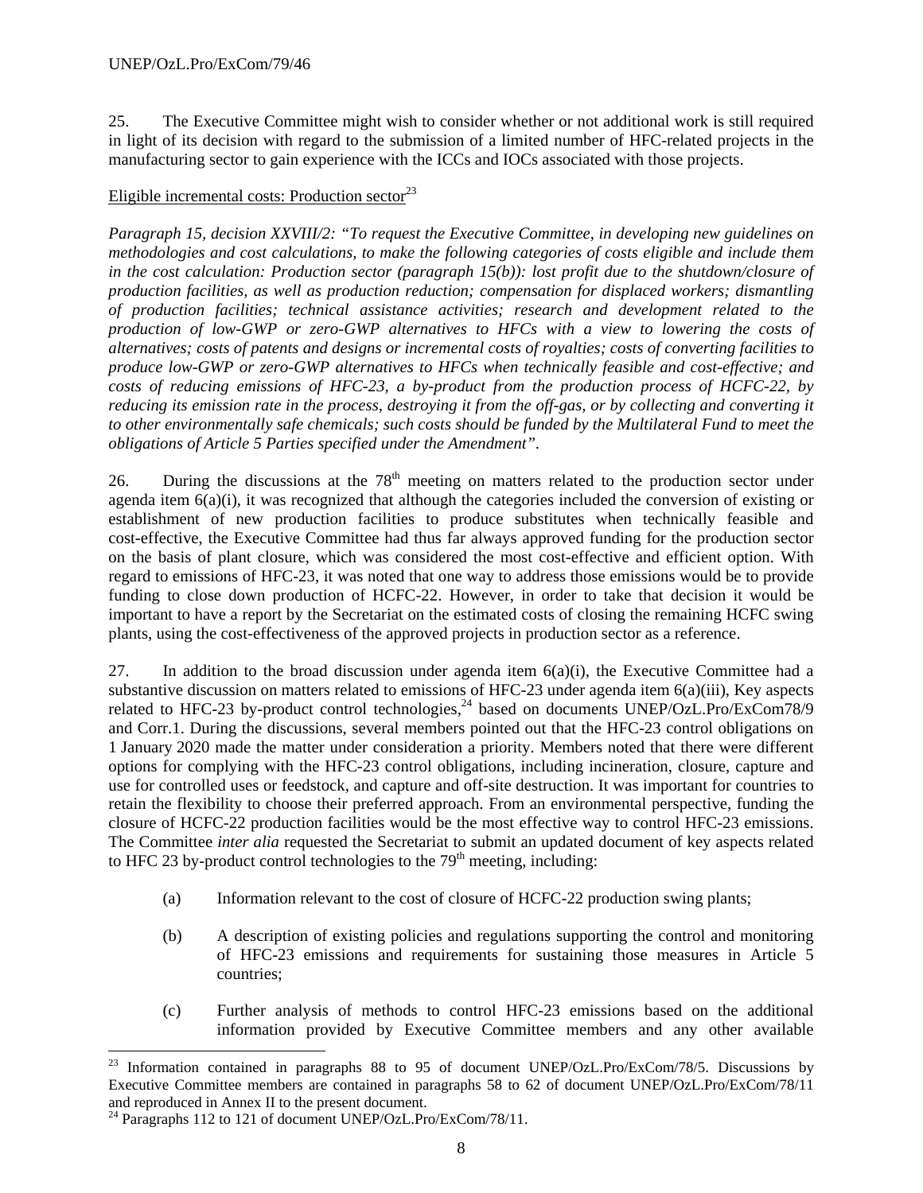25. The Executive Committee might wish to consider whether or not additional work is still required in light of its decision with regard to the submission of a limited number of HFC-related projects in the manufacturing sector to gain experience with the ICCs and IOCs associated with those projects.

Eligible incremental costs: Production sector[23]

*Paragraph 15, decision XXVIII/2: "To request the Executive Committee, in developing new guidelines on methodologies and cost calculations, to make the following categories of costs eligible and include them in the cost calculation: Production sector (paragraph 15(b)): lost profit due to the shutdown/closure of production facilities, as well as production reduction; compensation for displaced workers; dismantling of production facilities; technical assistance activities; research and development related to the production of low-GWP or zero-GWP alternatives to HFCs with a view to lowering the costs of alternatives; costs of patents and designs or incremental costs of royalties; costs of converting facilities to produce low-GWP or zero-GWP alternatives to HFCs when technically feasible and cost-effective; and costs of reducing emissions of HFC-23, a by-product from the production process of HCFC-22, by reducing its emission rate in the process, destroying it from the off-gas, or by collecting and converting it to other environmentally safe chemicals; such costs should be funded by the Multilateral Fund to meet the obligations of Article 5 Parties specified under the Amendment".*

26. During the discussions at the 78th meeting on matters related to the production sector under agenda item 6(a)(i), it was recognized that although the categories included the conversion of existing or establishment of new production facilities to produce substitutes when technically feasible and cost-effective, the Executive Committee had thus far always approved funding for the production sector on the basis of plant closure, which was considered the most cost-effective and efficient option. With regard to emissions of HFC-23, it was noted that one way to address those emissions would be to provide funding to close down production of HCFC-22. However, in order to take that decision it would be important to have a report by the Secretariat on the estimated costs of closing the remaining HCFC swing plants, using the cost-effectiveness of the approved projects in production sector as a reference.

27. In addition to the broad discussion under agenda item 6(a)(i), the Executive Committee had a substantive discussion on matters related to emissions of HFC-23 under agenda item 6(a)(iii), Key aspects related to HFC-23 by-product control technologies,[24] based on documents UNEP/OzL.Pro/ExCom78/9 and Corr.1. During the discussions, several members pointed out that the HFC-23 control obligations on 1 January 2020 made the matter under consideration a priority. Members noted that there were different options for complying with the HFC-23 control obligations, including incineration, closure, capture and use for controlled uses or feedstock, and capture and off-site destruction. It was important for countries to retain the flexibility to choose their preferred approach. From an environmental perspective, funding the closure of HCFC-22 production facilities would be the most effective way to control HFC-23 emissions. The Committee *inter alia* requested the Secretariat to submit an updated document of key aspects related to HFC 23 by-product control technologies to the 79th meeting, including:

(a) Information relevant to the cost of closure of HCFC-22 production swing plants;

(b) A description of existing policies and regulations supporting the control and monitoring of HFC-23 emissions and requirements for sustaining those measures in Article 5 countries;

(c) Further analysis of methods to control HFC-23 emissions based on the additional information provided by Executive Committee members and any other available

[23] Information contained in paragraphs 88 to 95 of document UNEP/OzL.Pro/ExCom/78/5. Discussions by Executive Committee members are contained in paragraphs 58 to 62 of document UNEP/OzL.Pro/ExCom/78/11 and reproduced in Annex II to the present document.

[24] Paragraphs 112 to 121 of document UNEP/OzL.Pro/ExCom/78/11.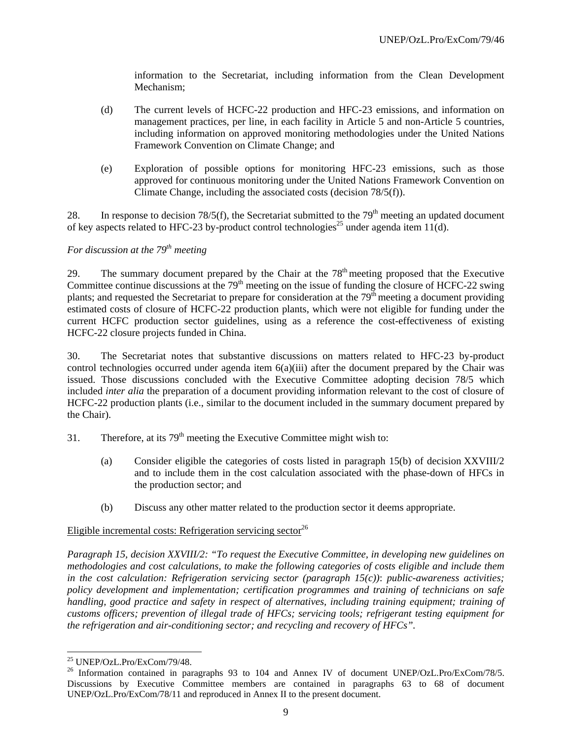information to the Secretariat, including information from the Clean Development Mechanism;

(d) The current levels of HCFC-22 production and HFC-23 emissions, and information on management practices, per line, in each facility in Article 5 and non-Article 5 countries, including information on approved monitoring methodologies under the United Nations Framework Convention on Climate Change; and

(e) Exploration of possible options for monitoring HFC-23 emissions, such as those approved for continuous monitoring under the United Nations Framework Convention on Climate Change, including the associated costs (decision 78/5(f)).

28. In response to decision 78/5(f), the Secretariat submitted to the 79th meeting an updated document of key aspects related to HFC-23 by-product control technologies[25] under agenda item 11(d).

*For discussion at the 79th meeting*

29. The summary document prepared by the Chair at the 78th meeting proposed that the Executive Committee continue discussions at the 79th meeting on the issue of funding the closure of HCFC-22 swing plants; and requested the Secretariat to prepare for consideration at the 79th meeting a document providing estimated costs of closure of HCFC-22 production plants, which were not eligible for funding under the current HCFC production sector guidelines, using as a reference the cost-effectiveness of existing HCFC-22 closure projects funded in China.

30. The Secretariat notes that substantive discussions on matters related to HFC-23 by-product control technologies occurred under agenda item 6(a)(iii) after the document prepared by the Chair was issued. Those discussions concluded with the Executive Committee adopting decision 78/5 which included *inter alia* the preparation of a document providing information relevant to the cost of closure of HCFC-22 production plants (i.e., similar to the document included in the summary document prepared by the Chair).

31. Therefore, at its 79th meeting the Executive Committee might wish to:

(a) Consider eligible the categories of costs listed in paragraph 15(b) of decision XXVIII/2 and to include them in the cost calculation associated with the phase-down of HFCs in the production sector; and

(b) Discuss any other matter related to the production sector it deems appropriate.

Eligible incremental costs: Refrigeration servicing sector[26]

*Paragraph 15, decision XXVIII/2: "To request the Executive Committee, in developing new guidelines on methodologies and cost calculations, to make the following categories of costs eligible and include them in the cost calculation: Refrigeration servicing sector (paragraph 15(c)): public-awareness activities; policy development and implementation; certification programmes and training of technicians on safe handling, good practice and safety in respect of alternatives, including training equipment; training of customs officers; prevention of illegal trade of HFCs; servicing tools; refrigerant testing equipment for the refrigeration and air-conditioning sector; and recycling and recovery of HFCs".*

---

[25] UNEP/OzL.Pro/ExCom/79/48.

[26] Information contained in paragraphs 93 to 104 and Annex IV of document UNEP/OzL.Pro/ExCom/78/5. Discussions by Executive Committee members are contained in paragraphs 63 to 68 of document UNEP/OzL.Pro/ExCom/78/11 and reproduced in Annex II to the present document.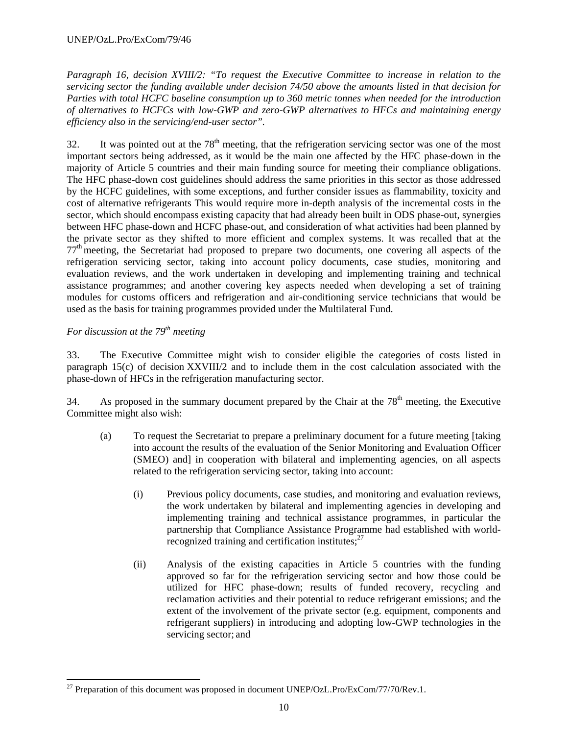*Paragraph 16, decision XVIII/2: "To request the Executive Committee to increase in relation to the servicing sector the funding available under decision 74/50 above the amounts listed in that decision for Parties with total HCFC baseline consumption up to 360 metric tonnes when needed for the introduction of alternatives to HCFCs with low-GWP and zero-GWP alternatives to HFCs and maintaining energy efficiency also in the servicing/end-user sector".*

32. It was pointed out at the 78th meeting, that the refrigeration servicing sector was one of the most important sectors being addressed, as it would be the main one affected by the HFC phase-down in the majority of Article 5 countries and their main funding source for meeting their compliance obligations. The HFC phase-down cost guidelines should address the same priorities in this sector as those addressed by the HCFC guidelines, with some exceptions, and further consider issues as flammability, toxicity and cost of alternative refrigerants This would require more in-depth analysis of the incremental costs in the sector, which should encompass existing capacity that had already been built in ODS phase-out, synergies between HFC phase-down and HCFC phase-out, and consideration of what activities had been planned by the private sector as they shifted to more efficient and complex systems. It was recalled that at the 77th meeting, the Secretariat had proposed to prepare two documents, one covering all aspects of the refrigeration servicing sector, taking into account policy documents, case studies, monitoring and evaluation reviews, and the work undertaken in developing and implementing training and technical assistance programmes; and another covering key aspects needed when developing a set of training modules for customs officers and refrigeration and air-conditioning service technicians that would be used as the basis for training programmes provided under the Multilateral Fund.

*For discussion at the 79th meeting*

33. The Executive Committee might wish to consider eligible the categories of costs listed in paragraph 15(c) of decision XXVIII/2 and to include them in the cost calculation associated with the phase-down of HFCs in the refrigeration manufacturing sector.

34. As proposed in the summary document prepared by the Chair at the 78th meeting, the Executive Committee might also wish:

(a) To request the Secretariat to prepare a preliminary document for a future meeting [taking into account the results of the evaluation of the Senior Monitoring and Evaluation Officer (SMEO) and] in cooperation with bilateral and implementing agencies, on all aspects related to the refrigeration servicing sector, taking into account:

(i) Previous policy documents, case studies, and monitoring and evaluation reviews, the work undertaken by bilateral and implementing agencies in developing and implementing training and technical assistance programmes, in particular the partnership that Compliance Assistance Programme had established with world-recognized training and certification institutes;[27]

(ii) Analysis of the existing capacities in Article 5 countries with the funding approved so far for the refrigeration servicing sector and how those could be utilized for HFC phase-down; results of funded recovery, recycling and reclamation activities and their potential to reduce refrigerant emissions; and the extent of the involvement of the private sector (e.g. equipment, components and refrigerant suppliers) in introducing and adopting low-GWP technologies in the servicing sector; and

[27] Preparation of this document was proposed in document UNEP/OzL.Pro/ExCom/77/70/Rev.1.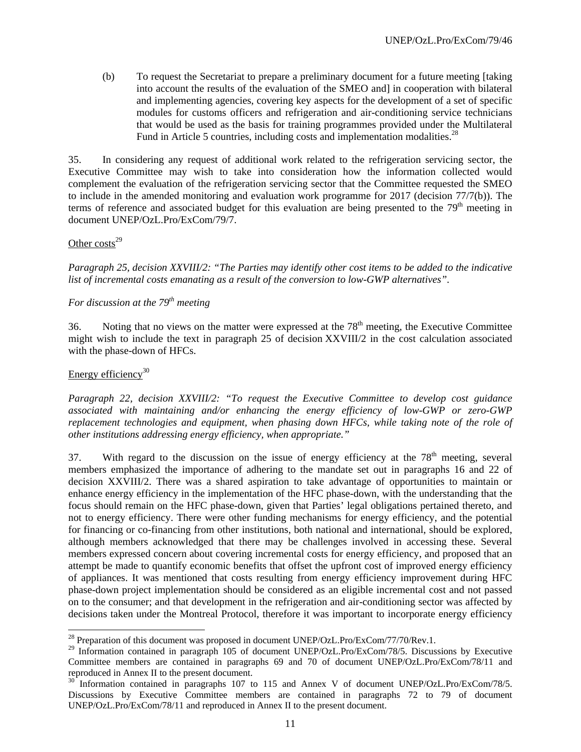(b) To request the Secretariat to prepare a preliminary document for a future meeting [taking into account the results of the evaluation of the SMEO and] in cooperation with bilateral and implementing agencies, covering key aspects for the development of a set of specific modules for customs officers and refrigeration and air-conditioning service technicians that would be used as the basis for training programmes provided under the Multilateral Fund in Article 5 countries, including costs and implementation modalities.[28]

35. In considering any request of additional work related to the refrigeration servicing sector, the Executive Committee may wish to take into consideration how the information collected would complement the evaluation of the refrigeration servicing sector that the Committee requested the SMEO to include in the amended monitoring and evaluation work programme for 2017 (decision 77/7(b)). The terms of reference and associated budget for this evaluation are being presented to the 79th meeting in document UNEP/OzL.Pro/ExCom/79/7.

Other costs[29]

*Paragraph 25, decision XXVIII/2: "The Parties may identify other cost items to be added to the indicative list of incremental costs emanating as a result of the conversion to low-GWP alternatives".*

*For discussion at the 79th meeting*

36. Noting that no views on the matter were expressed at the 78th meeting, the Executive Committee might wish to include the text in paragraph 25 of decision XXVIII/2 in the cost calculation associated with the phase-down of HFCs.

Energy efficiency[30]

*Paragraph 22, decision XXVIII/2: "To request the Executive Committee to develop cost guidance associated with maintaining and/or enhancing the energy efficiency of low-GWP or zero-GWP replacement technologies and equipment, when phasing down HFCs, while taking note of the role of other institutions addressing energy efficiency, when appropriate."*

37. With regard to the discussion on the issue of energy efficiency at the 78th meeting, several members emphasized the importance of adhering to the mandate set out in paragraphs 16 and 22 of decision XXVIII/2. There was a shared aspiration to take advantage of opportunities to maintain or enhance energy efficiency in the implementation of the HFC phase-down, with the understanding that the focus should remain on the HFC phase-down, given that Parties' legal obligations pertained thereto, and not to energy efficiency. There were other funding mechanisms for energy efficiency, and the potential for financing or co-financing from other institutions, both national and international, should be explored, although members acknowledged that there may be challenges involved in accessing these. Several members expressed concern about covering incremental costs for energy efficiency, and proposed that an attempt be made to quantify economic benefits that offset the upfront cost of improved energy efficiency of appliances. It was mentioned that costs resulting from energy efficiency improvement during HFC phase-down project implementation should be considered as an eligible incremental cost and not passed on to the consumer; and that development in the refrigeration and air-conditioning sector was affected by decisions taken under the Montreal Protocol, therefore it was important to incorporate energy efficiency

---

[28] Preparation of this document was proposed in document UNEP/OzL.Pro/ExCom/77/70/Rev.1.

[29] Information contained in paragraph 105 of document UNEP/OzL.Pro/ExCom/78/5. Discussions by Executive Committee members are contained in paragraphs 69 and 70 of document UNEP/OzL.Pro/ExCom/78/11 and reproduced in Annex II to the present document.

[30] Information contained in paragraphs 107 to 115 and Annex V of document UNEP/OzL.Pro/ExCom/78/5. Discussions by Executive Committee members are contained in paragraphs 72 to 79 of document UNEP/OzL.Pro/ExCom/78/11 and reproduced in Annex II to the present document.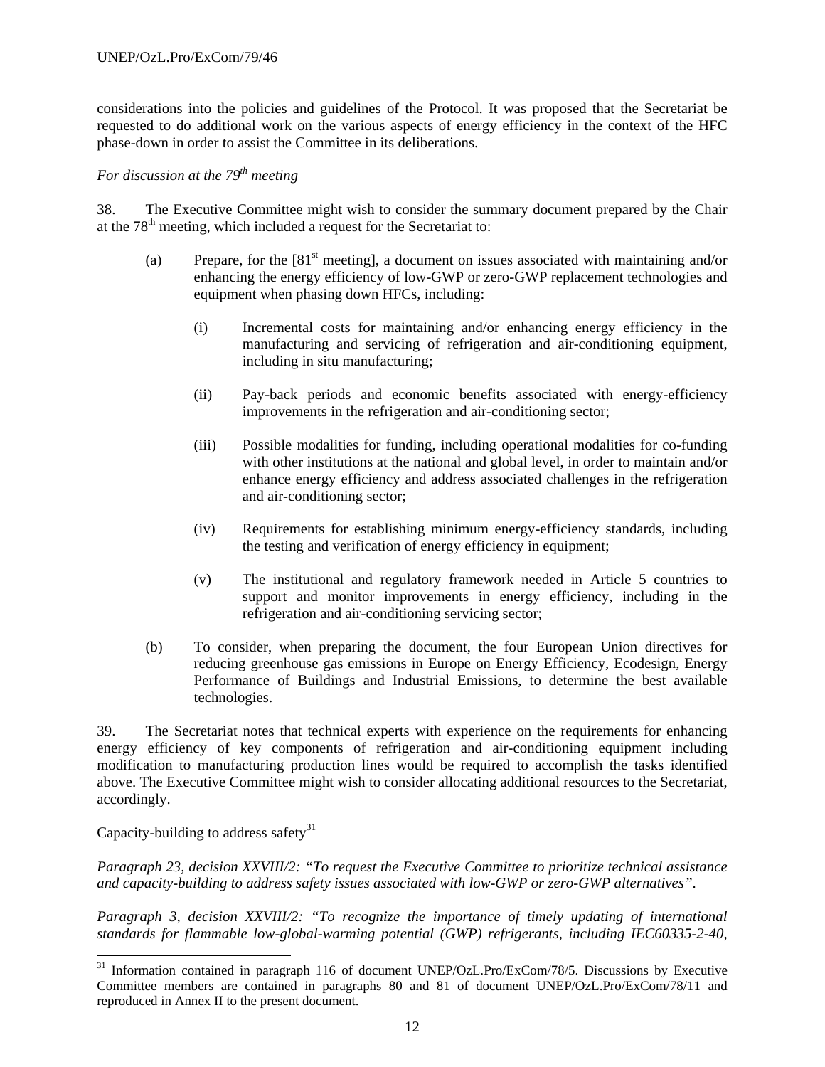considerations into the policies and guidelines of the Protocol. It was proposed that the Secretariat be requested to do additional work on the various aspects of energy efficiency in the context of the HFC phase-down in order to assist the Committee in its deliberations.

*For discussion at the 79th meeting*

38. The Executive Committee might wish to consider the summary document prepared by the Chair at the 78th meeting, which included a request for the Secretariat to:

(a) Prepare, for the [81st meeting], a document on issues associated with maintaining and/or enhancing the energy efficiency of low-GWP or zero-GWP replacement technologies and equipment when phasing down HFCs, including:

(i) Incremental costs for maintaining and/or enhancing energy efficiency in the manufacturing and servicing of refrigeration and air-conditioning equipment, including in situ manufacturing;

(ii) Pay-back periods and economic benefits associated with energy-efficiency improvements in the refrigeration and air-conditioning sector;

(iii) Possible modalities for funding, including operational modalities for co-funding with other institutions at the national and global level, in order to maintain and/or enhance energy efficiency and address associated challenges in the refrigeration and air-conditioning sector;

(iv) Requirements for establishing minimum energy-efficiency standards, including the testing and verification of energy efficiency in equipment;

(v) The institutional and regulatory framework needed in Article 5 countries to support and monitor improvements in energy efficiency, including in the refrigeration and air-conditioning servicing sector;

(b) To consider, when preparing the document, the four European Union directives for reducing greenhouse gas emissions in Europe on Energy Efficiency, Ecodesign, Energy Performance of Buildings and Industrial Emissions, to determine the best available technologies.

39. The Secretariat notes that technical experts with experience on the requirements for enhancing energy efficiency of key components of refrigeration and air-conditioning equipment including modification to manufacturing production lines would be required to accomplish the tasks identified above. The Executive Committee might wish to consider allocating additional resources to the Secretariat, accordingly.

<u>Capacity-building to address safety</u>[31]

*Paragraph 23, decision XXVIII/2: "To request the Executive Committee to prioritize technical assistance and capacity-building to address safety issues associated with low-GWP or zero-GWP alternatives".*

*Paragraph 3, decision XXVIII/2: "To recognize the importance of timely updating of international standards for flammable low-global-warming potential (GWP) refrigerants, including IEC60335-2-40,*

[31] Information contained in paragraph 116 of document UNEP/OzL.Pro/ExCom/78/5. Discussions by Executive Committee members are contained in paragraphs 80 and 81 of document UNEP/OzL.Pro/ExCom/78/11 and reproduced in Annex II to the present document.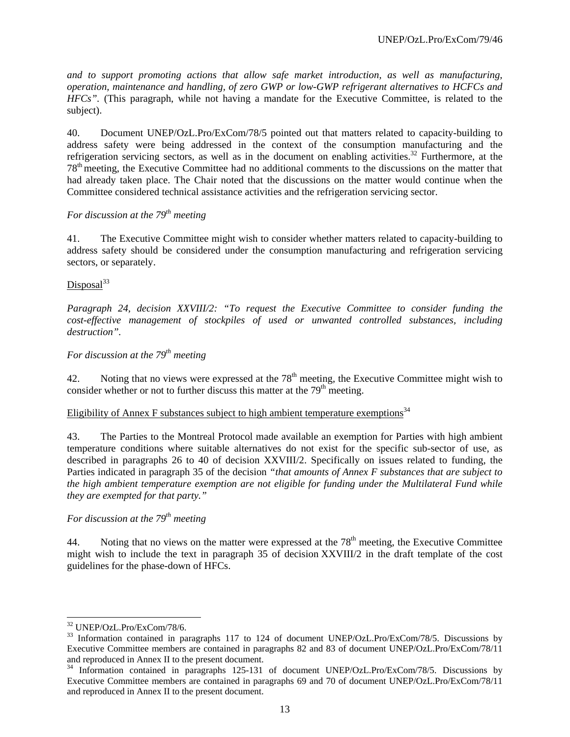*and to support promoting actions that allow safe market introduction, as well as manufacturing, operation, maintenance and handling, of zero GWP or low-GWP refrigerant alternatives to HCFCs and HFCs".* (This paragraph, while not having a mandate for the Executive Committee, is related to the subject).

40. Document UNEP/OzL.Pro/ExCom/78/5 pointed out that matters related to capacity-building to address safety were being addressed in the context of the consumption manufacturing and the refrigeration servicing sectors, as well as in the document on enabling activities.[32] Furthermore, at the 78th meeting, the Executive Committee had no additional comments to the discussions on the matter that had already taken place. The Chair noted that the discussions on the matter would continue when the Committee considered technical assistance activities and the refrigeration servicing sector.

*For discussion at the 79th meeting*

41. The Executive Committee might wish to consider whether matters related to capacity-building to address safety should be considered under the consumption manufacturing and refrigeration servicing sectors, or separately.

Disposal[33]

*Paragraph 24, decision XXVIII/2: "To request the Executive Committee to consider funding the cost-effective management of stockpiles of used or unwanted controlled substances, including destruction".*

*For discussion at the 79th meeting*

42. Noting that no views were expressed at the 78th meeting, the Executive Committee might wish to consider whether or not to further discuss this matter at the 79th meeting.

Eligibility of Annex F substances subject to high ambient temperature exemptions[34]

43. The Parties to the Montreal Protocol made available an exemption for Parties with high ambient temperature conditions where suitable alternatives do not exist for the specific sub-sector of use, as described in paragraphs 26 to 40 of decision XXVIII/2. Specifically on issues related to funding, the Parties indicated in paragraph 35 of the decision *"that amounts of Annex F substances that are subject to the high ambient temperature exemption are not eligible for funding under the Multilateral Fund while they are exempted for that party."*

*For discussion at the 79th meeting*

44. Noting that no views on the matter were expressed at the 78th meeting, the Executive Committee might wish to include the text in paragraph 35 of decision XXVIII/2 in the draft template of the cost guidelines for the phase-down of HFCs.

---

[32] UNEP/OzL.Pro/ExCom/78/6.

[33] Information contained in paragraphs 117 to 124 of document UNEP/OzL.Pro/ExCom/78/5. Discussions by Executive Committee members are contained in paragraphs 82 and 83 of document UNEP/OzL.Pro/ExCom/78/11 and reproduced in Annex II to the present document.

[34] Information contained in paragraphs 125-131 of document UNEP/OzL.Pro/ExCom/78/5. Discussions by Executive Committee members are contained in paragraphs 69 and 70 of document UNEP/OzL.Pro/ExCom/78/11 and reproduced in Annex II to the present document.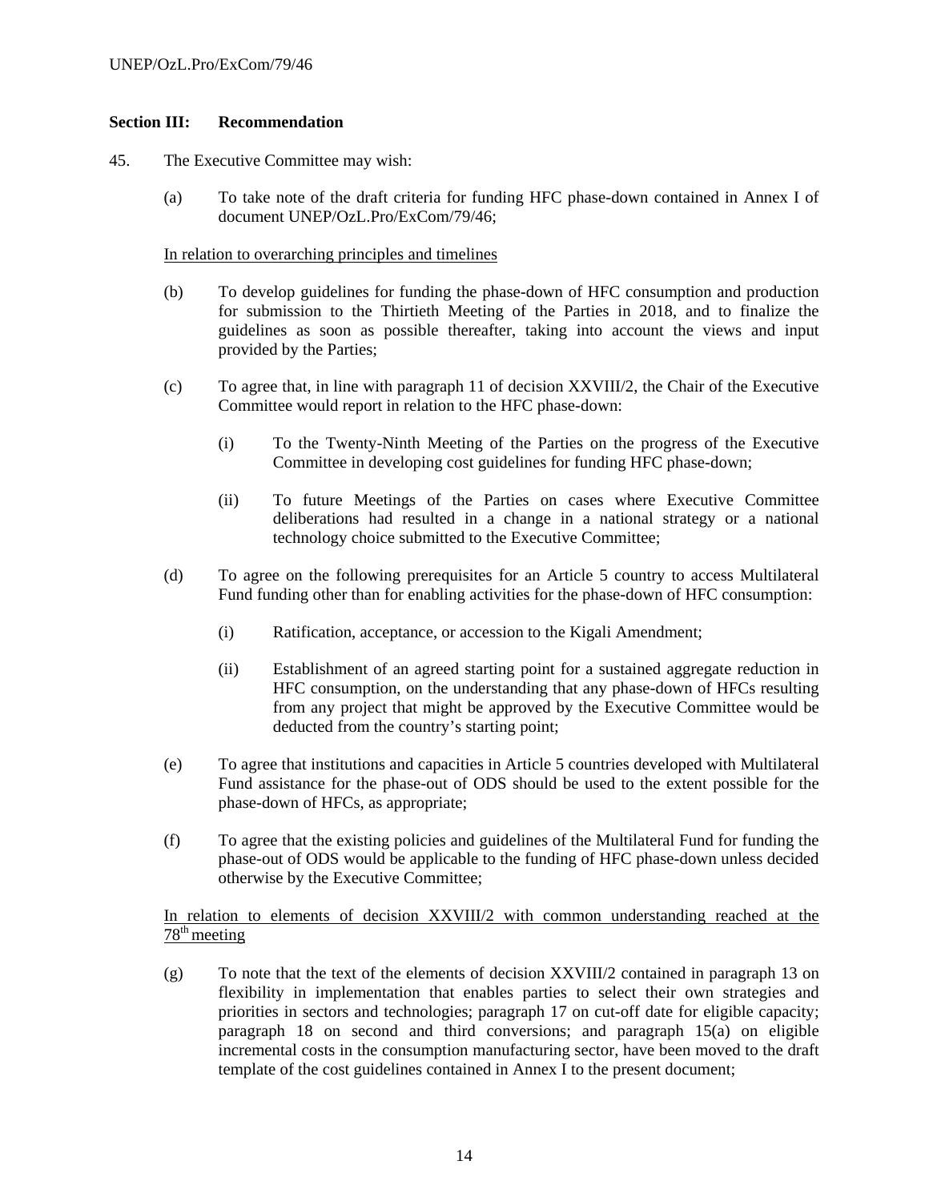## Section III: Recommendation

45. The Executive Committee may wish:

(a) To take note of the draft criteria for funding HFC phase-down contained in Annex I of document UNEP/OzL.Pro/ExCom/79/46;

In relation to overarching principles and timelines

(b) To develop guidelines for funding the phase-down of HFC consumption and production for submission to the Thirtieth Meeting of the Parties in 2018, and to finalize the guidelines as soon as possible thereafter, taking into account the views and input provided by the Parties;

(c) To agree that, in line with paragraph 11 of decision XXVIII/2, the Chair of the Executive Committee would report in relation to the HFC phase-down:

(i) To the Twenty-Ninth Meeting of the Parties on the progress of the Executive Committee in developing cost guidelines for funding HFC phase-down;

(ii) To future Meetings of the Parties on cases where Executive Committee deliberations had resulted in a change in a national strategy or a national technology choice submitted to the Executive Committee;

(d) To agree on the following prerequisites for an Article 5 country to access Multilateral Fund funding other than for enabling activities for the phase-down of HFC consumption:

(i) Ratification, acceptance, or accession to the Kigali Amendment;

(ii) Establishment of an agreed starting point for a sustained aggregate reduction in HFC consumption, on the understanding that any phase-down of HFCs resulting from any project that might be approved by the Executive Committee would be deducted from the country's starting point;

(e) To agree that institutions and capacities in Article 5 countries developed with Multilateral Fund assistance for the phase-out of ODS should be used to the extent possible for the phase-down of HFCs, as appropriate;

(f) To agree that the existing policies and guidelines of the Multilateral Fund for funding the phase-out of ODS would be applicable to the funding of HFC phase-down unless decided otherwise by the Executive Committee;

In relation to elements of decision XXVIII/2 with common understanding reached at the 78th meeting

(g) To note that the text of the elements of decision XXVIII/2 contained in paragraph 13 on flexibility in implementation that enables parties to select their own strategies and priorities in sectors and technologies; paragraph 17 on cut-off date for eligible capacity; paragraph 18 on second and third conversions; and paragraph 15(a) on eligible incremental costs in the consumption manufacturing sector, have been moved to the draft template of the cost guidelines contained in Annex I to the present document;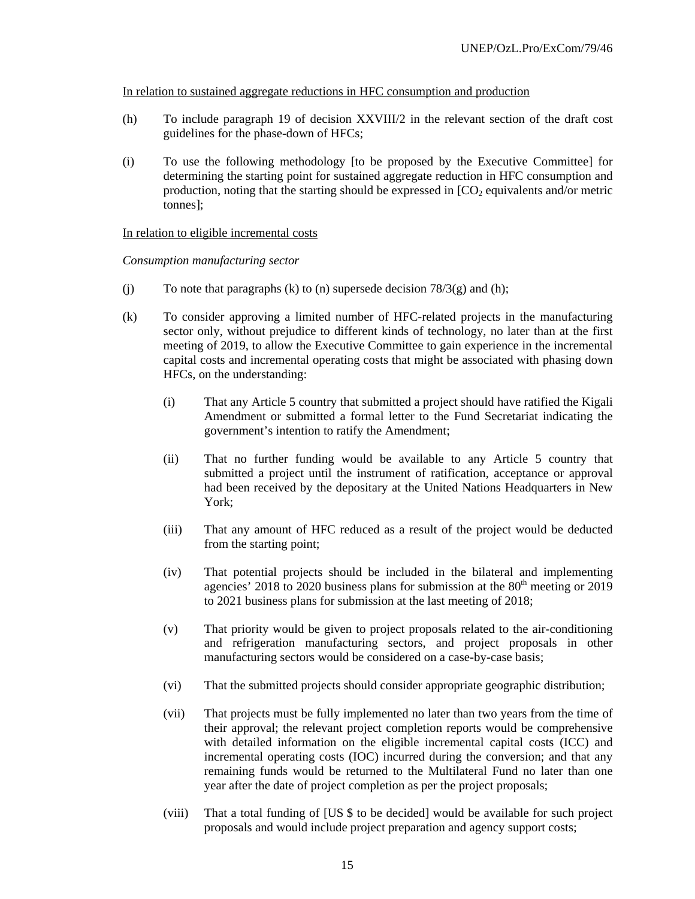<u>In relation to sustained aggregate reductions in HFC consumption and production</u>

(h) To include paragraph 19 of decision XXVIII/2 in the relevant section of the draft cost guidelines for the phase-down of HFCs;

(i) To use the following methodology [to be proposed by the Executive Committee] for determining the starting point for sustained aggregate reduction in HFC consumption and production, noting that the starting should be expressed in [$CO_2$ equivalents and/or metric tonnes];

<u>In relation to eligible incremental costs</u>

*Consumption manufacturing sector*

(j) To note that paragraphs (k) to (n) supersede decision 78/3(g) and (h);

(k) To consider approving a limited number of HFC-related projects in the manufacturing sector only, without prejudice to different kinds of technology, no later than at the first meeting of 2019, to allow the Executive Committee to gain experience in the incremental capital costs and incremental operating costs that might be associated with phasing down HFCs, on the understanding:

   (i) That any Article 5 country that submitted a project should have ratified the Kigali Amendment or submitted a formal letter to the Fund Secretariat indicating the government's intention to ratify the Amendment;

   (ii) That no further funding would be available to any Article 5 country that submitted a project until the instrument of ratification, acceptance or approval had been received by the depositary at the United Nations Headquarters in New York;

   (iii) That any amount of HFC reduced as a result of the project would be deducted from the starting point;

   (iv) That potential projects should be included in the bilateral and implementing agencies' 2018 to 2020 business plans for submission at the 80th meeting or 2019 to 2021 business plans for submission at the last meeting of 2018;

   (v) That priority would be given to project proposals related to the air-conditioning and refrigeration manufacturing sectors, and project proposals in other manufacturing sectors would be considered on a case-by-case basis;

   (vi) That the submitted projects should consider appropriate geographic distribution;

   (vii) That projects must be fully implemented no later than two years from the time of their approval; the relevant project completion reports would be comprehensive with detailed information on the eligible incremental capital costs (ICC) and incremental operating costs (IOC) incurred during the conversion; and that any remaining funds would be returned to the Multilateral Fund no later than one year after the date of project completion as per the project proposals;

   (viii) That a total funding of [US $ to be decided] would be available for such project proposals and would include project preparation and agency support costs;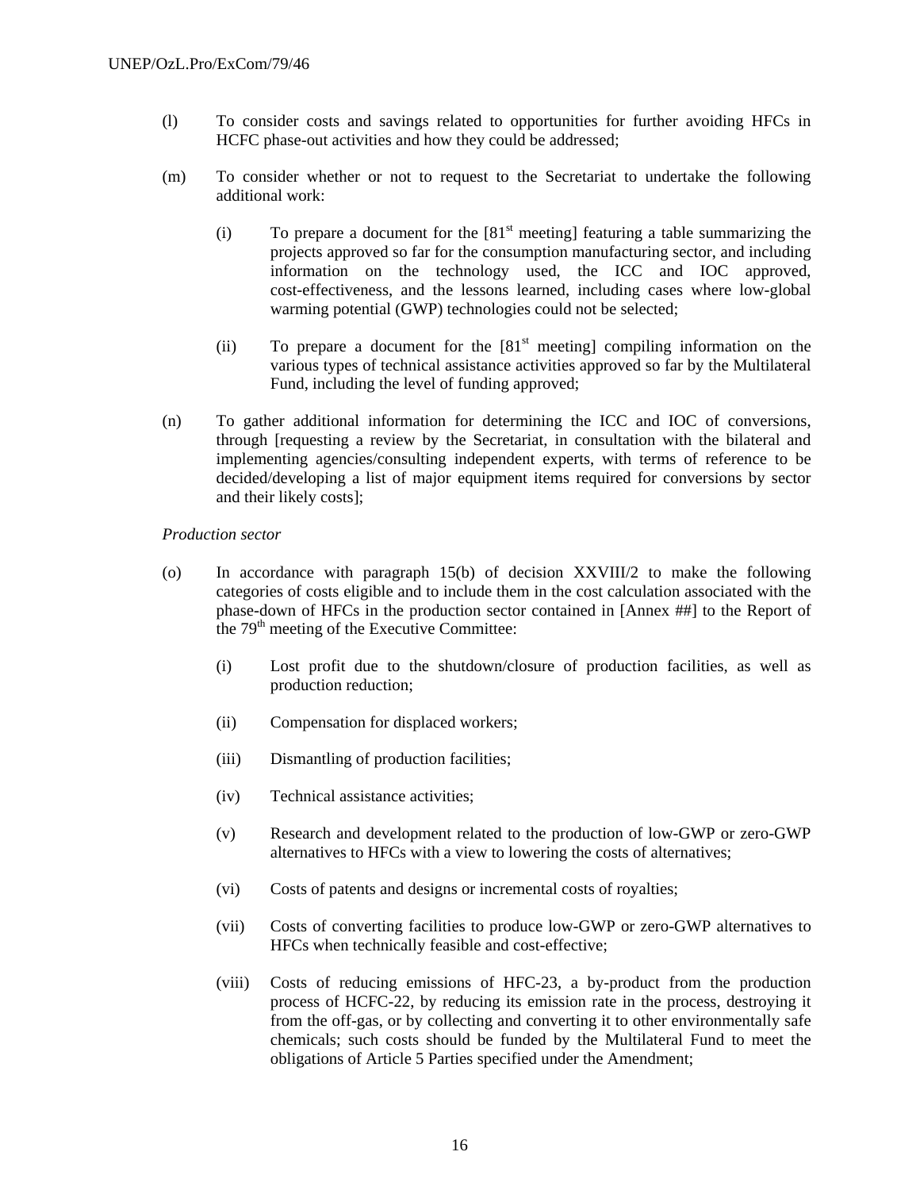(l) To consider costs and savings related to opportunities for further avoiding HFCs in HCFC phase-out activities and how they could be addressed;

(m) To consider whether or not to request to the Secretariat to undertake the following additional work:

  (i) To prepare a document for the [81st meeting] featuring a table summarizing the projects approved so far for the consumption manufacturing sector, and including information on the technology used, the ICC and IOC approved, cost-effectiveness, and the lessons learned, including cases where low-global warming potential (GWP) technologies could not be selected;

  (ii) To prepare a document for the [81st meeting] compiling information on the various types of technical assistance activities approved so far by the Multilateral Fund, including the level of funding approved;

(n) To gather additional information for determining the ICC and IOC of conversions, through [requesting a review by the Secretariat, in consultation with the bilateral and implementing agencies/consulting independent experts, with terms of reference to be decided/developing a list of major equipment items required for conversions by sector and their likely costs];

*Production sector*

(o) In accordance with paragraph 15(b) of decision XXVIII/2 to make the following categories of costs eligible and to include them in the cost calculation associated with the phase-down of HFCs in the production sector contained in [Annex ##] to the Report of the 79th meeting of the Executive Committee:

  (i) Lost profit due to the shutdown/closure of production facilities, as well as production reduction;

  (ii) Compensation for displaced workers;

  (iii) Dismantling of production facilities;

  (iv) Technical assistance activities;

  (v) Research and development related to the production of low-GWP or zero-GWP alternatives to HFCs with a view to lowering the costs of alternatives;

  (vi) Costs of patents and designs or incremental costs of royalties;

  (vii) Costs of converting facilities to produce low-GWP or zero-GWP alternatives to HFCs when technically feasible and cost-effective;

  (viii) Costs of reducing emissions of HFC-23, a by-product from the production process of HCFC-22, by reducing its emission rate in the process, destroying it from the off-gas, or by collecting and converting it to other environmentally safe chemicals; such costs should be funded by the Multilateral Fund to meet the obligations of Article 5 Parties specified under the Amendment;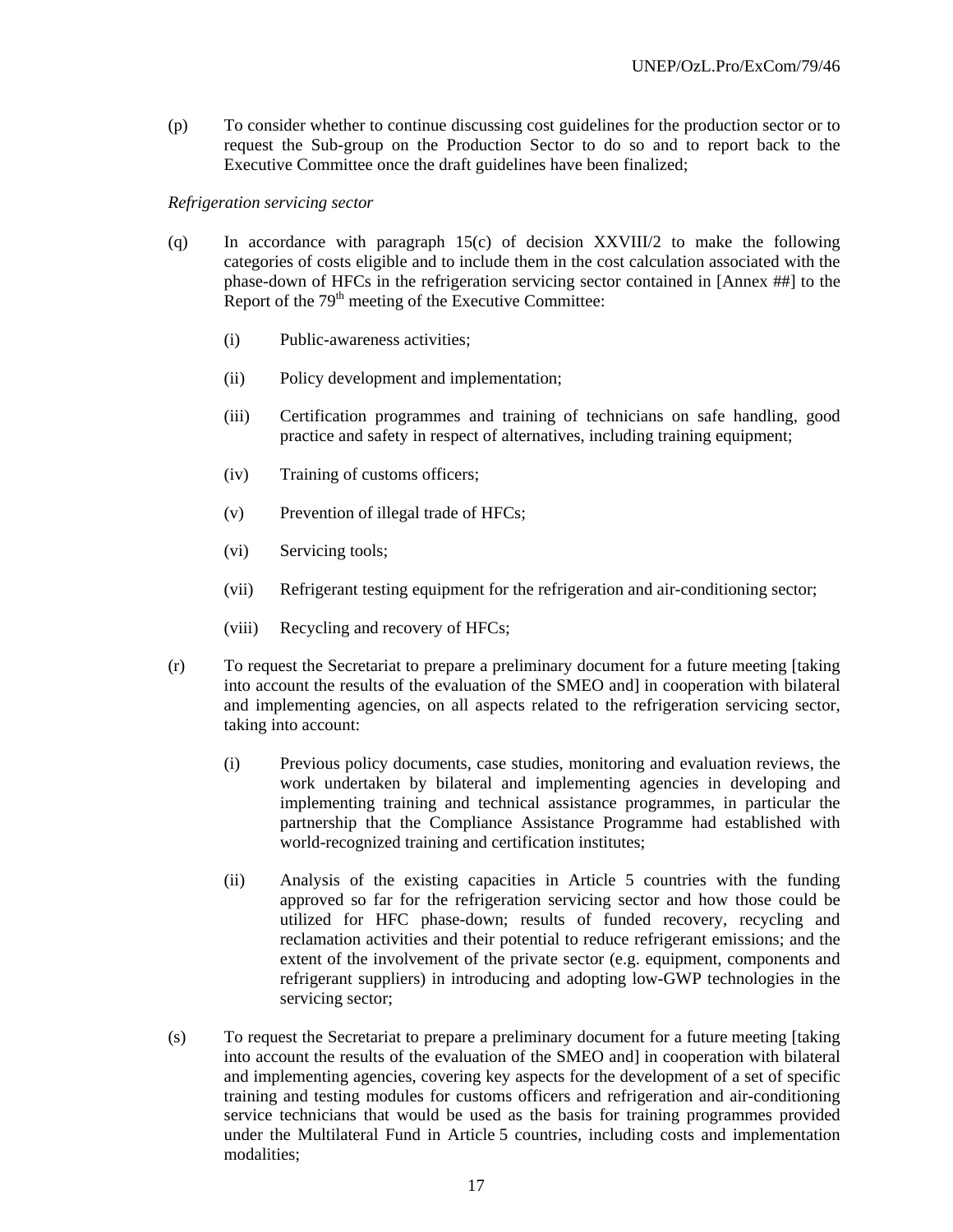(p) To consider whether to continue discussing cost guidelines for the production sector or to request the Sub-group on the Production Sector to do so and to report back to the Executive Committee once the draft guidelines have been finalized;

*Refrigeration servicing sector*

(q) In accordance with paragraph 15(c) of decision XXVIII/2 to make the following categories of costs eligible and to include them in the cost calculation associated with the phase-down of HFCs in the refrigeration servicing sector contained in [Annex ##] to the Report of the 79th meeting of the Executive Committee:

   (i) Public-awareness activities;

   (ii) Policy development and implementation;

   (iii) Certification programmes and training of technicians on safe handling, good practice and safety in respect of alternatives, including training equipment;

   (iv) Training of customs officers;

   (v) Prevention of illegal trade of HFCs;

   (vi) Servicing tools;

   (vii) Refrigerant testing equipment for the refrigeration and air-conditioning sector;

   (viii) Recycling and recovery of HFCs;

(r) To request the Secretariat to prepare a preliminary document for a future meeting [taking into account the results of the evaluation of the SMEO and] in cooperation with bilateral and implementing agencies, on all aspects related to the refrigeration servicing sector, taking into account:

   (i) Previous policy documents, case studies, monitoring and evaluation reviews, the work undertaken by bilateral and implementing agencies in developing and implementing training and technical assistance programmes, in particular the partnership that the Compliance Assistance Programme had established with world-recognized training and certification institutes;

   (ii) Analysis of the existing capacities in Article 5 countries with the funding approved so far for the refrigeration servicing sector and how those could be utilized for HFC phase-down; results of funded recovery, recycling and reclamation activities and their potential to reduce refrigerant emissions; and the extent of the involvement of the private sector (e.g. equipment, components and refrigerant suppliers) in introducing and adopting low-GWP technologies in the servicing sector;

(s) To request the Secretariat to prepare a preliminary document for a future meeting [taking into account the results of the evaluation of the SMEO and] in cooperation with bilateral and implementing agencies, covering key aspects for the development of a set of specific training and testing modules for customs officers and refrigeration and air-conditioning service technicians that would be used as the basis for training programmes provided under the Multilateral Fund in Article 5 countries, including costs and implementation modalities;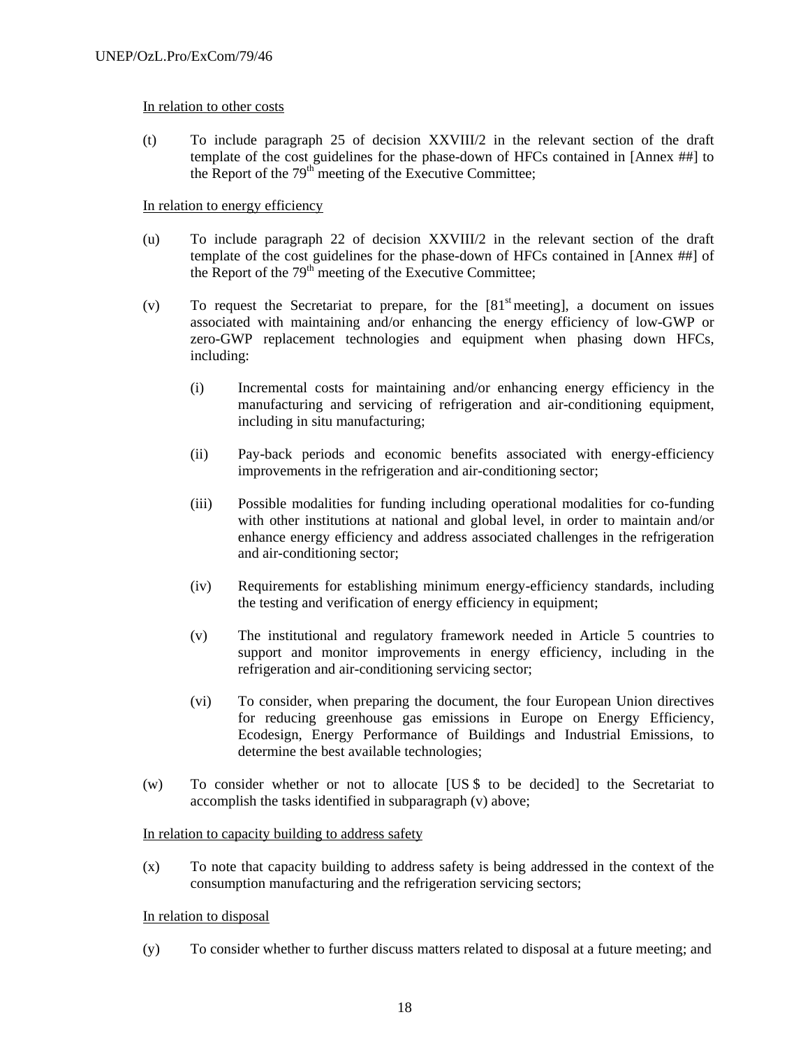In relation to other costs

(t) To include paragraph 25 of decision XXVIII/2 in the relevant section of the draft template of the cost guidelines for the phase-down of HFCs contained in [Annex ##] to the Report of the 79th meeting of the Executive Committee;

In relation to energy efficiency

(u) To include paragraph 22 of decision XXVIII/2 in the relevant section of the draft template of the cost guidelines for the phase-down of HFCs contained in [Annex ##] of the Report of the 79th meeting of the Executive Committee;

(v) To request the Secretariat to prepare, for the [81st meeting], a document on issues associated with maintaining and/or enhancing the energy efficiency of low-GWP or zero-GWP replacement technologies and equipment when phasing down HFCs, including:

  (i) Incremental costs for maintaining and/or enhancing energy efficiency in the manufacturing and servicing of refrigeration and air-conditioning equipment, including in situ manufacturing;

  (ii) Pay-back periods and economic benefits associated with energy-efficiency improvements in the refrigeration and air-conditioning sector;

  (iii) Possible modalities for funding including operational modalities for co-funding with other institutions at national and global level, in order to maintain and/or enhance energy efficiency and address associated challenges in the refrigeration and air-conditioning sector;

  (iv) Requirements for establishing minimum energy-efficiency standards, including the testing and verification of energy efficiency in equipment;

  (v) The institutional and regulatory framework needed in Article 5 countries to support and monitor improvements in energy efficiency, including in the refrigeration and air-conditioning servicing sector;

  (vi) To consider, when preparing the document, the four European Union directives for reducing greenhouse gas emissions in Europe on Energy Efficiency, Ecodesign, Energy Performance of Buildings and Industrial Emissions, to determine the best available technologies;

(w) To consider whether or not to allocate [US $ to be decided] to the Secretariat to accomplish the tasks identified in subparagraph (v) above;

In relation to capacity building to address safety

(x) To note that capacity building to address safety is being addressed in the context of the consumption manufacturing and the refrigeration servicing sectors;

In relation to disposal

(y) To consider whether to further discuss matters related to disposal at a future meeting; and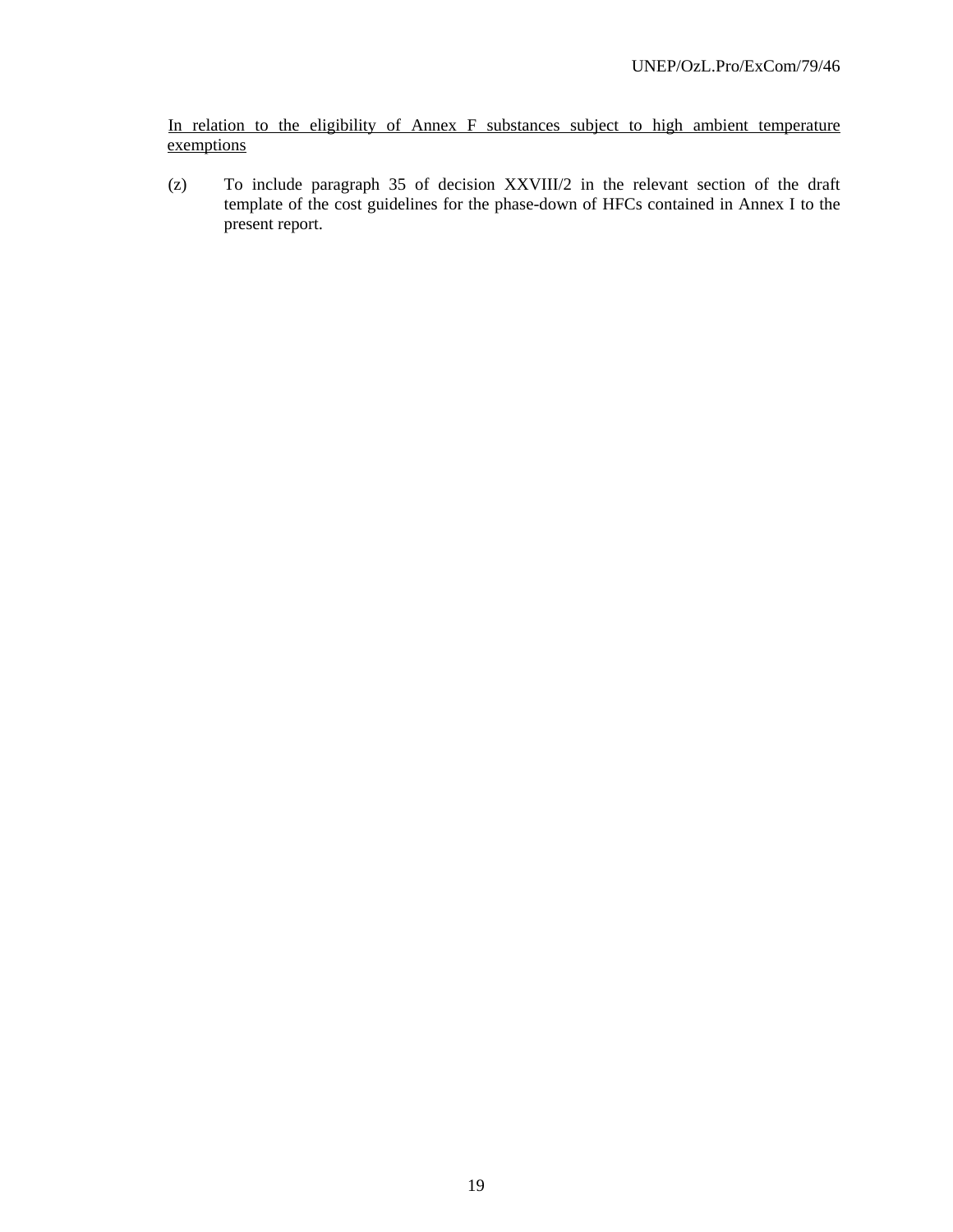<u>In relation to the eligibility of Annex F substances subject to high ambient temperature exemptions</u>

(z) To include paragraph 35 of decision XXVIII/2 in the relevant section of the draft template of the cost guidelines for the phase-down of HFCs contained in Annex I to the present report.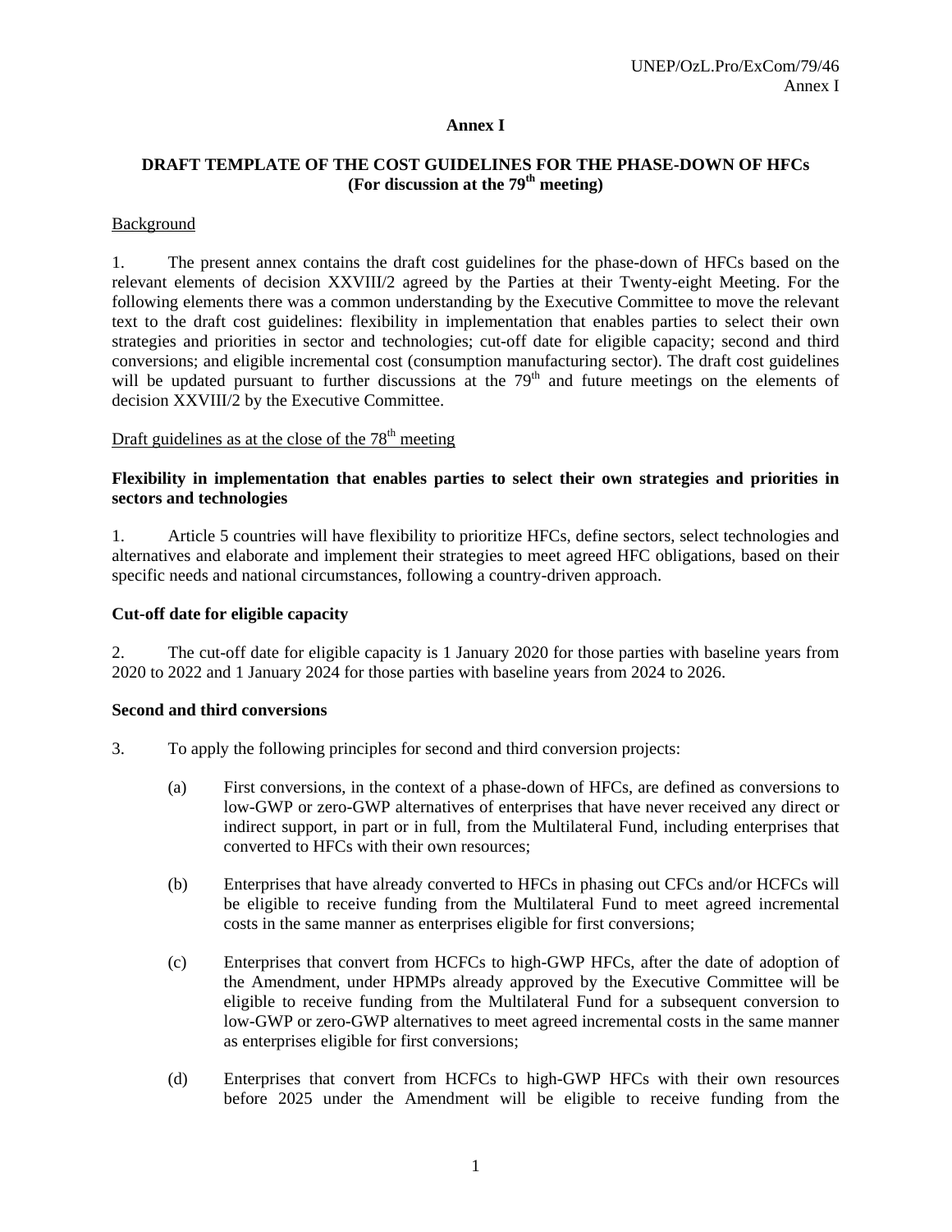**Annex I**

**DRAFT TEMPLATE OF THE COST GUIDELINES FOR THE PHASE-DOWN OF HFCs (For discussion at the 79th meeting)**

Background

1. The present annex contains the draft cost guidelines for the phase-down of HFCs based on the relevant elements of decision XXVIII/2 agreed by the Parties at their Twenty-eight Meeting. For the following elements there was a common understanding by the Executive Committee to move the relevant text to the draft cost guidelines: flexibility in implementation that enables parties to select their own strategies and priorities in sector and technologies; cut-off date for eligible capacity; second and third conversions; and eligible incremental cost (consumption manufacturing sector). The draft cost guidelines will be updated pursuant to further discussions at the 79th and future meetings on the elements of decision XXVIII/2 by the Executive Committee.

Draft guidelines as at the close of the 78th meeting

**Flexibility in implementation that enables parties to select their own strategies and priorities in sectors and technologies**

1. Article 5 countries will have flexibility to prioritize HFCs, define sectors, select technologies and alternatives and elaborate and implement their strategies to meet agreed HFC obligations, based on their specific needs and national circumstances, following a country-driven approach.

**Cut-off date for eligible capacity**

2. The cut-off date for eligible capacity is 1 January 2020 for those parties with baseline years from 2020 to 2022 and 1 January 2024 for those parties with baseline years from 2024 to 2026.

**Second and third conversions**

3. To apply the following principles for second and third conversion projects:

(a) First conversions, in the context of a phase-down of HFCs, are defined as conversions to low-GWP or zero-GWP alternatives of enterprises that have never received any direct or indirect support, in part or in full, from the Multilateral Fund, including enterprises that converted to HFCs with their own resources;

(b) Enterprises that have already converted to HFCs in phasing out CFCs and/or HCFCs will be eligible to receive funding from the Multilateral Fund to meet agreed incremental costs in the same manner as enterprises eligible for first conversions;

(c) Enterprises that convert from HCFCs to high-GWP HFCs, after the date of adoption of the Amendment, under HPMPs already approved by the Executive Committee will be eligible to receive funding from the Multilateral Fund for a subsequent conversion to low-GWP or zero-GWP alternatives to meet agreed incremental costs in the same manner as enterprises eligible for first conversions;

(d) Enterprises that convert from HCFCs to high-GWP HFCs with their own resources before 2025 under the Amendment will be eligible to receive funding from the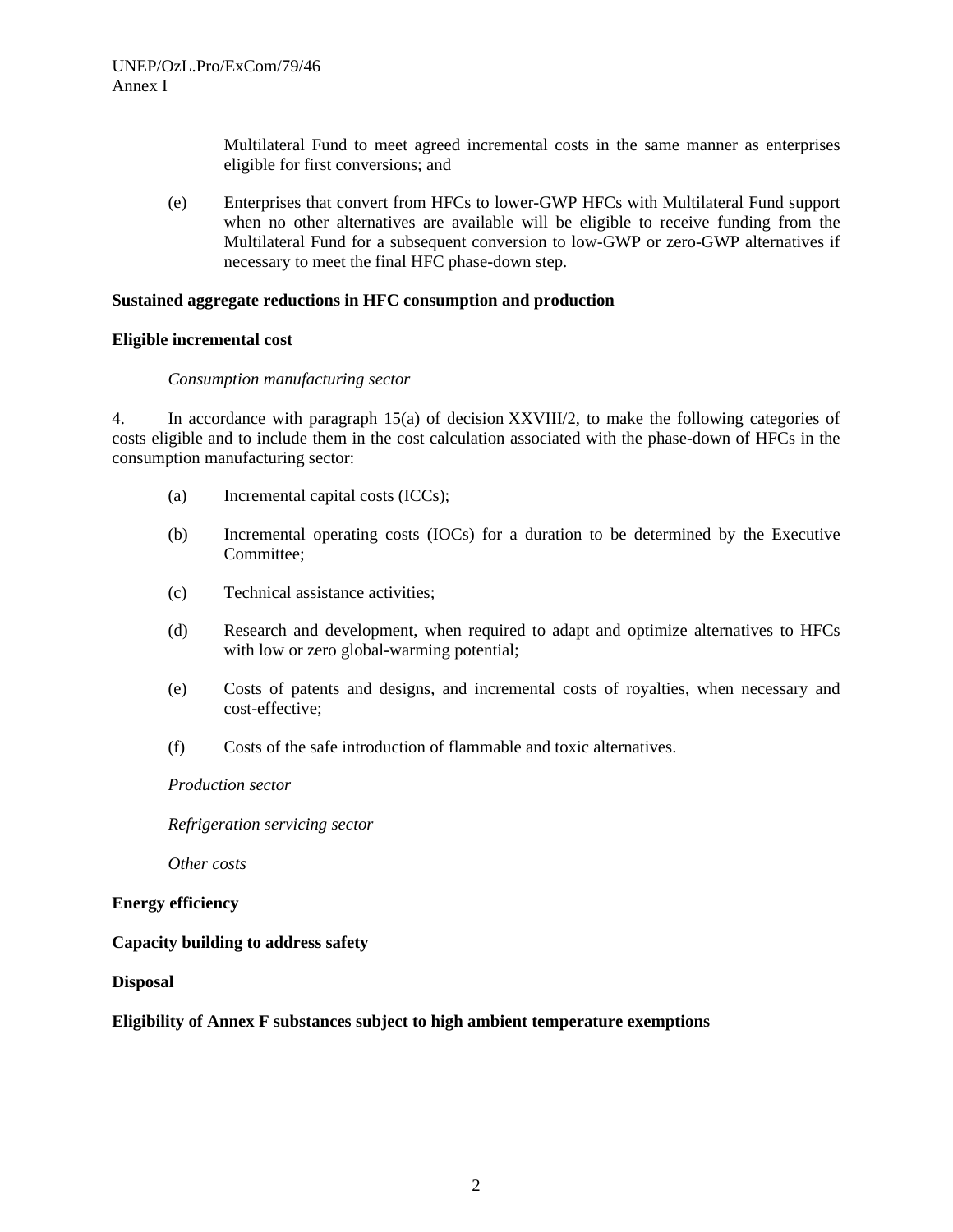Multilateral Fund to meet agreed incremental costs in the same manner as enterprises eligible for first conversions; and

(e) Enterprises that convert from HFCs to lower-GWP HFCs with Multilateral Fund support when no other alternatives are available will be eligible to receive funding from the Multilateral Fund for a subsequent conversion to low-GWP or zero-GWP alternatives if necessary to meet the final HFC phase-down step.

**Sustained aggregate reductions in HFC consumption and production**

**Eligible incremental cost**

*Consumption manufacturing sector*

4. In accordance with paragraph 15(a) of decision XXVIII/2, to make the following categories of costs eligible and to include them in the cost calculation associated with the phase-down of HFCs in the consumption manufacturing sector:

(a) Incremental capital costs (ICCs);

(b) Incremental operating costs (IOCs) for a duration to be determined by the Executive Committee;

(c) Technical assistance activities;

(d) Research and development, when required to adapt and optimize alternatives to HFCs with low or zero global-warming potential;

(e) Costs of patents and designs, and incremental costs of royalties, when necessary and cost-effective;

(f) Costs of the safe introduction of flammable and toxic alternatives.

*Production sector*

*Refrigeration servicing sector*

*Other costs*

**Energy efficiency**

**Capacity building to address safety**

**Disposal**

**Eligibility of Annex F substances subject to high ambient temperature exemptions**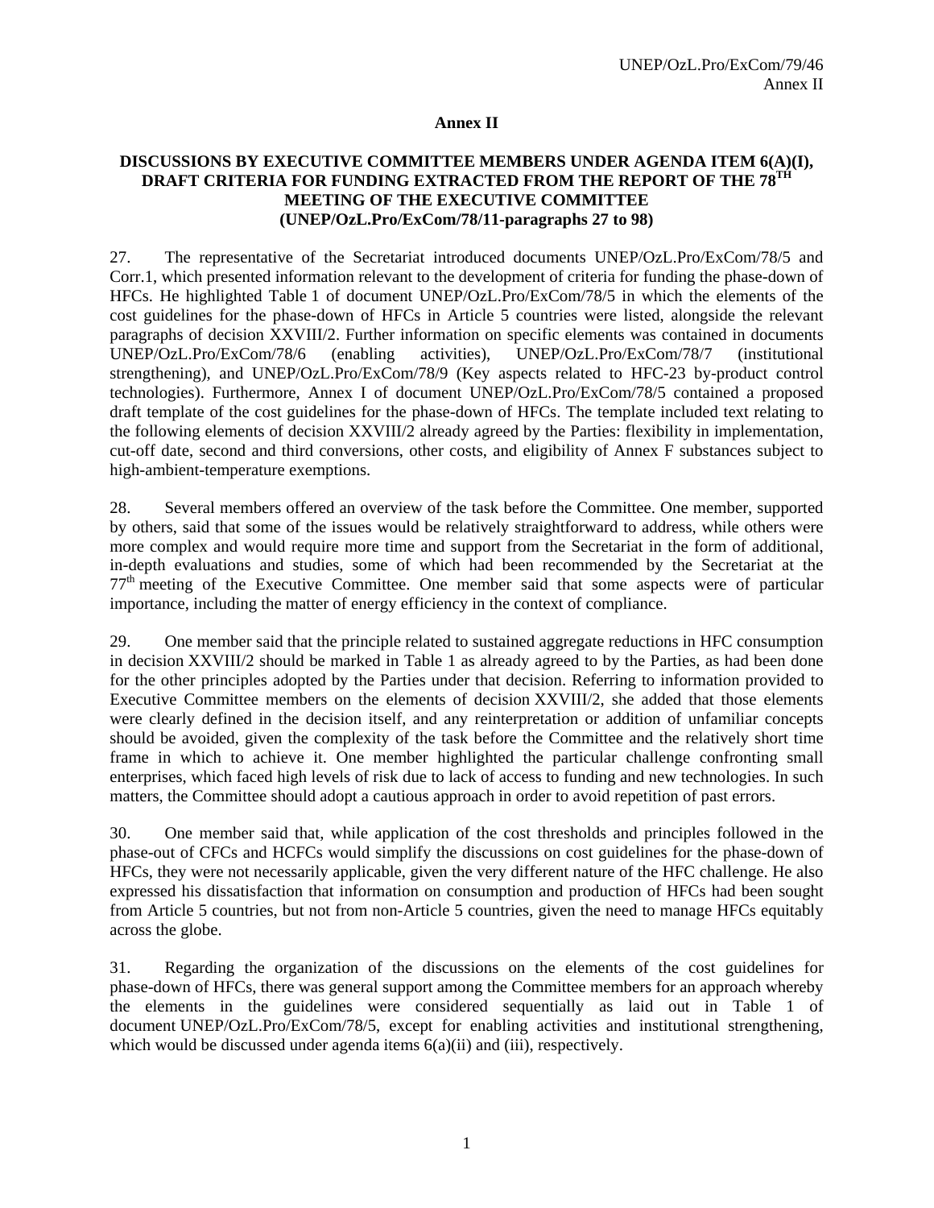# Annex II

## DISCUSSIONS BY EXECUTIVE COMMITTEE MEMBERS UNDER AGENDA ITEM 6(A)(I), DRAFT CRITERIA FOR FUNDING EXTRACTED FROM THE REPORT OF THE 78TH MEETING OF THE EXECUTIVE COMMITTEE (UNEP/OzL.Pro/ExCom/78/11-paragraphs 27 to 98)

27. The representative of the Secretariat introduced documents UNEP/OzL.Pro/ExCom/78/5 and Corr.1, which presented information relevant to the development of criteria for funding the phase-down of HFCs. He highlighted Table 1 of document UNEP/OzL.Pro/ExCom/78/5 in which the elements of the cost guidelines for the phase-down of HFCs in Article 5 countries were listed, alongside the relevant paragraphs of decision XXVIII/2. Further information on specific elements was contained in documents UNEP/OzL.Pro/ExCom/78/6 (enabling activities), UNEP/OzL.Pro/ExCom/78/7 (institutional strengthening), and UNEP/OzL.Pro/ExCom/78/9 (Key aspects related to HFC-23 by-product control technologies). Furthermore, Annex I of document UNEP/OzL.Pro/ExCom/78/5 contained a proposed draft template of the cost guidelines for the phase-down of HFCs. The template included text relating to the following elements of decision XXVIII/2 already agreed by the Parties: flexibility in implementation, cut-off date, second and third conversions, other costs, and eligibility of Annex F substances subject to high-ambient-temperature exemptions.

28. Several members offered an overview of the task before the Committee. One member, supported by others, said that some of the issues would be relatively straightforward to address, while others were more complex and would require more time and support from the Secretariat in the form of additional, in-depth evaluations and studies, some of which had been recommended by the Secretariat at the 77th meeting of the Executive Committee. One member said that some aspects were of particular importance, including the matter of energy efficiency in the context of compliance.

29. One member said that the principle related to sustained aggregate reductions in HFC consumption in decision XXVIII/2 should be marked in Table 1 as already agreed to by the Parties, as had been done for the other principles adopted by the Parties under that decision. Referring to information provided to Executive Committee members on the elements of decision XXVIII/2, she added that those elements were clearly defined in the decision itself, and any reinterpretation or addition of unfamiliar concepts should be avoided, given the complexity of the task before the Committee and the relatively short time frame in which to achieve it. One member highlighted the particular challenge confronting small enterprises, which faced high levels of risk due to lack of access to funding and new technologies. In such matters, the Committee should adopt a cautious approach in order to avoid repetition of past errors.

30. One member said that, while application of the cost thresholds and principles followed in the phase-out of CFCs and HCFCs would simplify the discussions on cost guidelines for the phase-down of HFCs, they were not necessarily applicable, given the very different nature of the HFC challenge. He also expressed his dissatisfaction that information on consumption and production of HFCs had been sought from Article 5 countries, but not from non-Article 5 countries, given the need to manage HFCs equitably across the globe.

31. Regarding the organization of the discussions on the elements of the cost guidelines for phase-down of HFCs, there was general support among the Committee members for an approach whereby the elements in the guidelines were considered sequentially as laid out in Table 1 of document UNEP/OzL.Pro/ExCom/78/5, except for enabling activities and institutional strengthening, which would be discussed under agenda items 6(a)(ii) and (iii), respectively.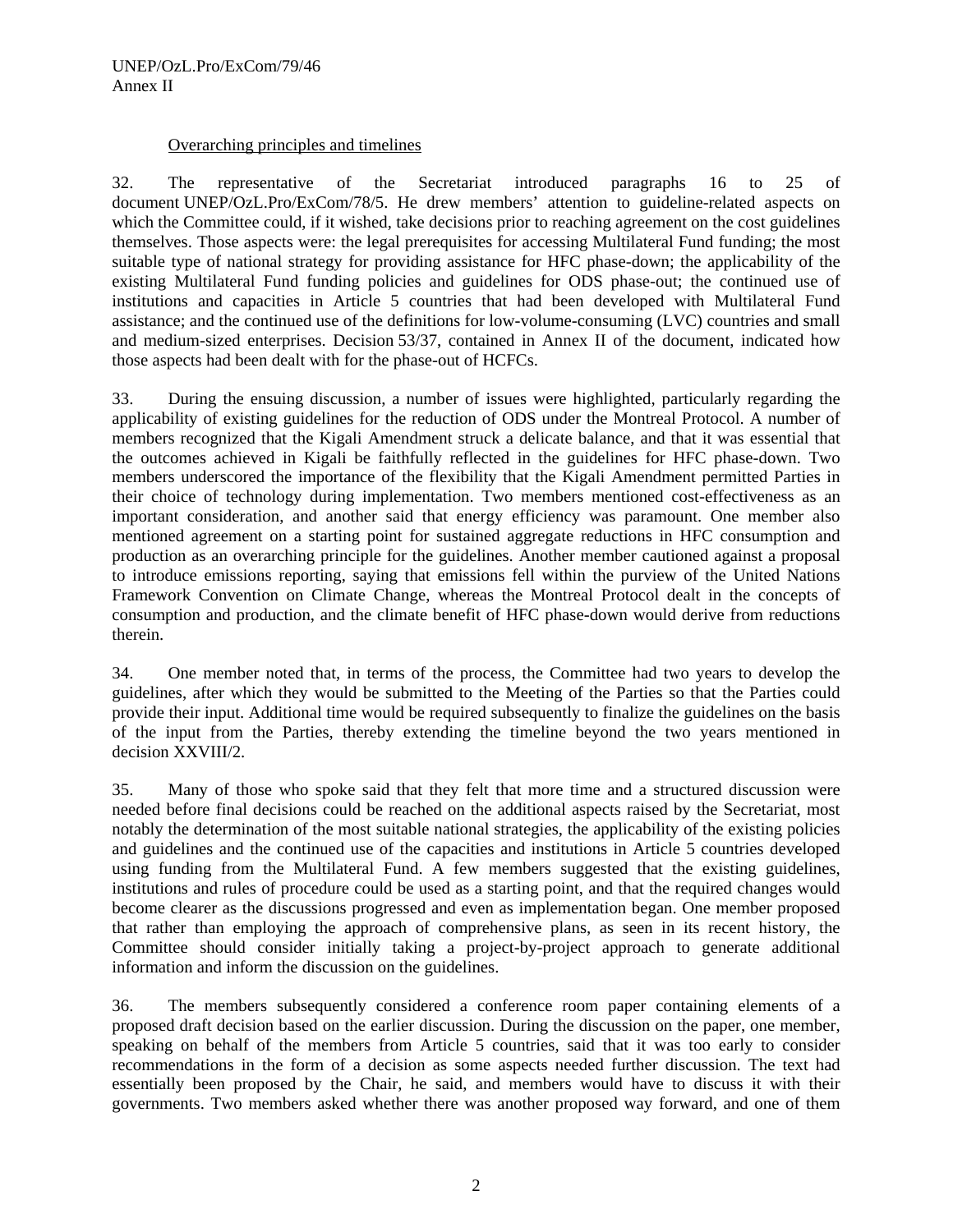Overarching principles and timelines

32. The representative of the Secretariat introduced paragraphs 16 to 25 of document UNEP/OzL.Pro/ExCom/78/5. He drew members' attention to guideline-related aspects on which the Committee could, if it wished, take decisions prior to reaching agreement on the cost guidelines themselves. Those aspects were: the legal prerequisites for accessing Multilateral Fund funding; the most suitable type of national strategy for providing assistance for HFC phase-down; the applicability of the existing Multilateral Fund funding policies and guidelines for ODS phase-out; the continued use of institutions and capacities in Article 5 countries that had been developed with Multilateral Fund assistance; and the continued use of the definitions for low-volume-consuming (LVC) countries and small and medium-sized enterprises. Decision 53/37, contained in Annex II of the document, indicated how those aspects had been dealt with for the phase-out of HCFCs.

33. During the ensuing discussion, a number of issues were highlighted, particularly regarding the applicability of existing guidelines for the reduction of ODS under the Montreal Protocol. A number of members recognized that the Kigali Amendment struck a delicate balance, and that it was essential that the outcomes achieved in Kigali be faithfully reflected in the guidelines for HFC phase-down. Two members underscored the importance of the flexibility that the Kigali Amendment permitted Parties in their choice of technology during implementation. Two members mentioned cost-effectiveness as an important consideration, and another said that energy efficiency was paramount. One member also mentioned agreement on a starting point for sustained aggregate reductions in HFC consumption and production as an overarching principle for the guidelines. Another member cautioned against a proposal to introduce emissions reporting, saying that emissions fell within the purview of the United Nations Framework Convention on Climate Change, whereas the Montreal Protocol dealt in the concepts of consumption and production, and the climate benefit of HFC phase-down would derive from reductions therein.

34. One member noted that, in terms of the process, the Committee had two years to develop the guidelines, after which they would be submitted to the Meeting of the Parties so that the Parties could provide their input. Additional time would be required subsequently to finalize the guidelines on the basis of the input from the Parties, thereby extending the timeline beyond the two years mentioned in decision XXVIII/2.

35. Many of those who spoke said that they felt that more time and a structured discussion were needed before final decisions could be reached on the additional aspects raised by the Secretariat, most notably the determination of the most suitable national strategies, the applicability of the existing policies and guidelines and the continued use of the capacities and institutions in Article 5 countries developed using funding from the Multilateral Fund. A few members suggested that the existing guidelines, institutions and rules of procedure could be used as a starting point, and that the required changes would become clearer as the discussions progressed and even as implementation began. One member proposed that rather than employing the approach of comprehensive plans, as seen in its recent history, the Committee should consider initially taking a project-by-project approach to generate additional information and inform the discussion on the guidelines.

36. The members subsequently considered a conference room paper containing elements of a proposed draft decision based on the earlier discussion. During the discussion on the paper, one member, speaking on behalf of the members from Article 5 countries, said that it was too early to consider recommendations in the form of a decision as some aspects needed further discussion. The text had essentially been proposed by the Chair, he said, and members would have to discuss it with their governments. Two members asked whether there was another proposed way forward, and one of them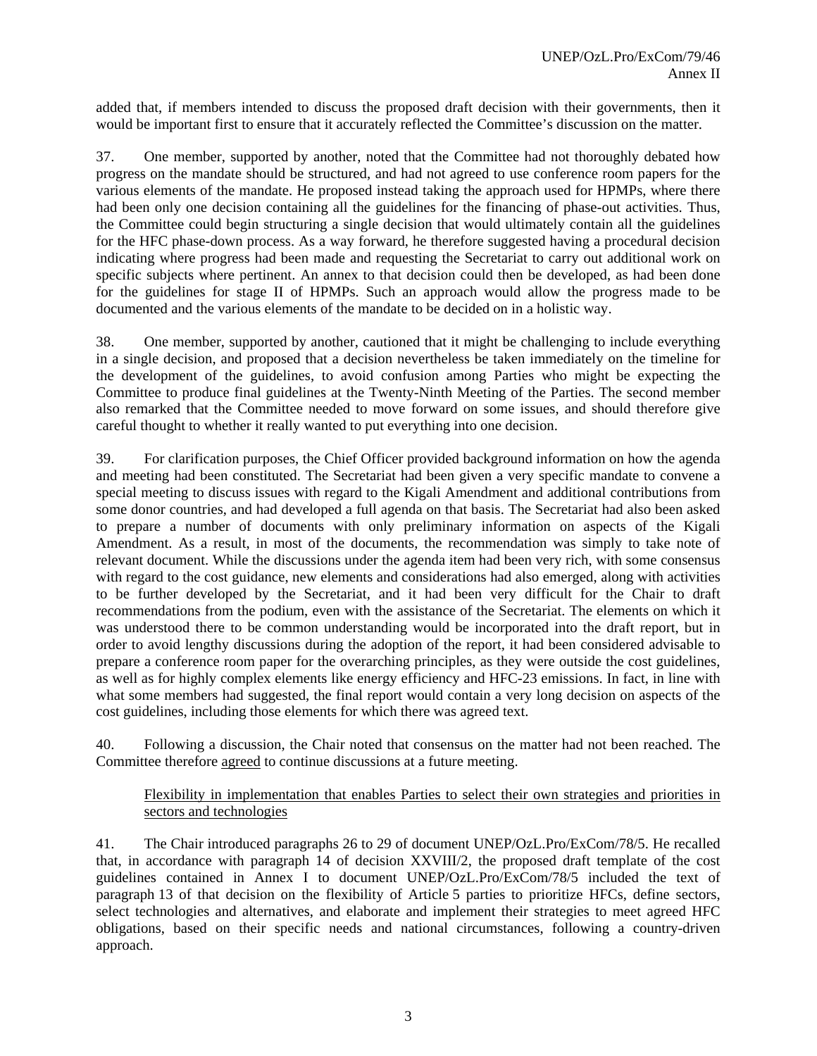added that, if members intended to discuss the proposed draft decision with their governments, then it would be important first to ensure that it accurately reflected the Committee's discussion on the matter.

37. One member, supported by another, noted that the Committee had not thoroughly debated how progress on the mandate should be structured, and had not agreed to use conference room papers for the various elements of the mandate. He proposed instead taking the approach used for HPMPs, where there had been only one decision containing all the guidelines for the financing of phase-out activities. Thus, the Committee could begin structuring a single decision that would ultimately contain all the guidelines for the HFC phase-down process. As a way forward, he therefore suggested having a procedural decision indicating where progress had been made and requesting the Secretariat to carry out additional work on specific subjects where pertinent. An annex to that decision could then be developed, as had been done for the guidelines for stage II of HPMPs. Such an approach would allow the progress made to be documented and the various elements of the mandate to be decided on in a holistic way.

38. One member, supported by another, cautioned that it might be challenging to include everything in a single decision, and proposed that a decision nevertheless be taken immediately on the timeline for the development of the guidelines, to avoid confusion among Parties who might be expecting the Committee to produce final guidelines at the Twenty-Ninth Meeting of the Parties. The second member also remarked that the Committee needed to move forward on some issues, and should therefore give careful thought to whether it really wanted to put everything into one decision.

39. For clarification purposes, the Chief Officer provided background information on how the agenda and meeting had been constituted. The Secretariat had been given a very specific mandate to convene a special meeting to discuss issues with regard to the Kigali Amendment and additional contributions from some donor countries, and had developed a full agenda on that basis. The Secretariat had also been asked to prepare a number of documents with only preliminary information on aspects of the Kigali Amendment. As a result, in most of the documents, the recommendation was simply to take note of relevant document. While the discussions under the agenda item had been very rich, with some consensus with regard to the cost guidance, new elements and considerations had also emerged, along with activities to be further developed by the Secretariat, and it had been very difficult for the Chair to draft recommendations from the podium, even with the assistance of the Secretariat. The elements on which it was understood there to be common understanding would be incorporated into the draft report, but in order to avoid lengthy discussions during the adoption of the report, it had been considered advisable to prepare a conference room paper for the overarching principles, as they were outside the cost guidelines, as well as for highly complex elements like energy efficiency and HFC-23 emissions. In fact, in line with what some members had suggested, the final report would contain a very long decision on aspects of the cost guidelines, including those elements for which there was agreed text.

40. Following a discussion, the Chair noted that consensus on the matter had not been reached. The Committee therefore agreed to continue discussions at a future meeting.

Flexibility in implementation that enables Parties to select their own strategies and priorities in sectors and technologies

41. The Chair introduced paragraphs 26 to 29 of document UNEP/OzL.Pro/ExCom/78/5. He recalled that, in accordance with paragraph 14 of decision XXVIII/2, the proposed draft template of the cost guidelines contained in Annex I to document UNEP/OzL.Pro/ExCom/78/5 included the text of paragraph 13 of that decision on the flexibility of Article 5 parties to prioritize HFCs, define sectors, select technologies and alternatives, and elaborate and implement their strategies to meet agreed HFC obligations, based on their specific needs and national circumstances, following a country-driven approach.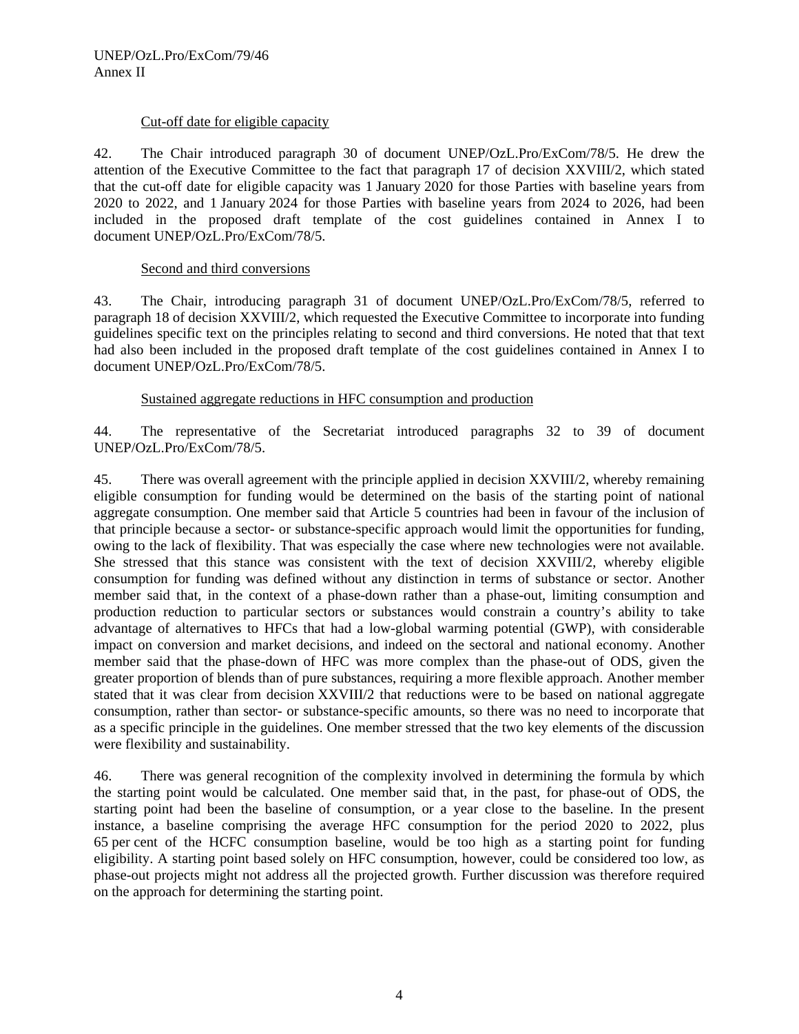Cut-off date for eligible capacity

42. The Chair introduced paragraph 30 of document UNEP/OzL.Pro/ExCom/78/5. He drew the attention of the Executive Committee to the fact that paragraph 17 of decision XXVIII/2, which stated that the cut-off date for eligible capacity was 1 January 2020 for those Parties with baseline years from 2020 to 2022, and 1 January 2024 for those Parties with baseline years from 2024 to 2026, had been included in the proposed draft template of the cost guidelines contained in Annex I to document UNEP/OzL.Pro/ExCom/78/5.

Second and third conversions

43. The Chair, introducing paragraph 31 of document UNEP/OzL.Pro/ExCom/78/5, referred to paragraph 18 of decision XXVIII/2, which requested the Executive Committee to incorporate into funding guidelines specific text on the principles relating to second and third conversions. He noted that that text had also been included in the proposed draft template of the cost guidelines contained in Annex I to document UNEP/OzL.Pro/ExCom/78/5.

Sustained aggregate reductions in HFC consumption and production

44. The representative of the Secretariat introduced paragraphs 32 to 39 of document UNEP/OzL.Pro/ExCom/78/5.

45. There was overall agreement with the principle applied in decision XXVIII/2, whereby remaining eligible consumption for funding would be determined on the basis of the starting point of national aggregate consumption. One member said that Article 5 countries had been in favour of the inclusion of that principle because a sector- or substance-specific approach would limit the opportunities for funding, owing to the lack of flexibility. That was especially the case where new technologies were not available. She stressed that this stance was consistent with the text of decision XXVIII/2, whereby eligible consumption for funding was defined without any distinction in terms of substance or sector. Another member said that, in the context of a phase-down rather than a phase-out, limiting consumption and production reduction to particular sectors or substances would constrain a country's ability to take advantage of alternatives to HFCs that had a low-global warming potential (GWP), with considerable impact on conversion and market decisions, and indeed on the sectoral and national economy. Another member said that the phase-down of HFC was more complex than the phase-out of ODS, given the greater proportion of blends than of pure substances, requiring a more flexible approach. Another member stated that it was clear from decision XXVIII/2 that reductions were to be based on national aggregate consumption, rather than sector- or substance-specific amounts, so there was no need to incorporate that as a specific principle in the guidelines. One member stressed that the two key elements of the discussion were flexibility and sustainability.

46. There was general recognition of the complexity involved in determining the formula by which the starting point would be calculated. One member said that, in the past, for phase-out of ODS, the starting point had been the baseline of consumption, or a year close to the baseline. In the present instance, a baseline comprising the average HFC consumption for the period 2020 to 2022, plus 65 per cent of the HCFC consumption baseline, would be too high as a starting point for funding eligibility. A starting point based solely on HFC consumption, however, could be considered too low, as phase-out projects might not address all the projected growth. Further discussion was therefore required on the approach for determining the starting point.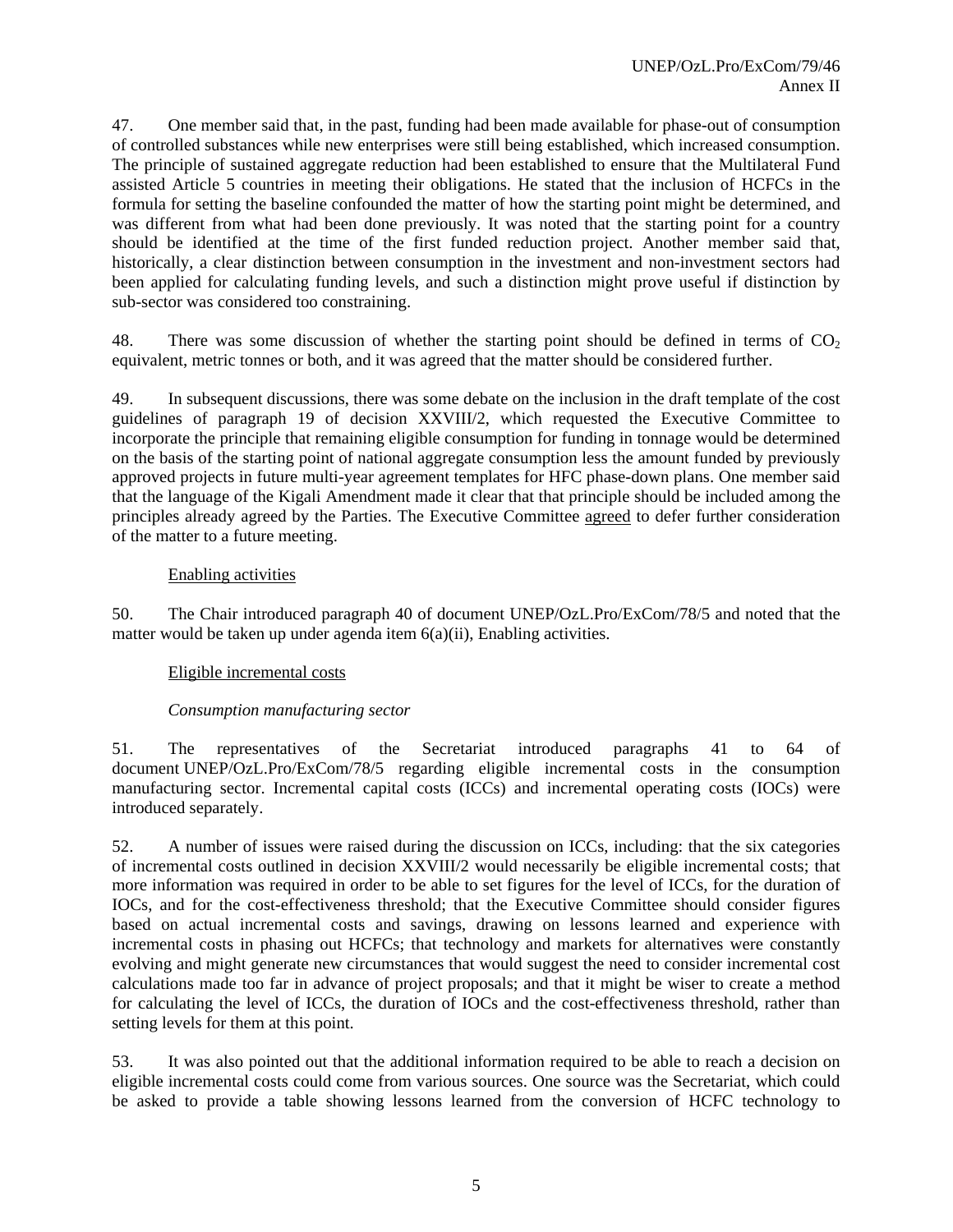47. One member said that, in the past, funding had been made available for phase-out of consumption of controlled substances while new enterprises were still being established, which increased consumption. The principle of sustained aggregate reduction had been established to ensure that the Multilateral Fund assisted Article 5 countries in meeting their obligations. He stated that the inclusion of HCFCs in the formula for setting the baseline confounded the matter of how the starting point might be determined, and was different from what had been done previously. It was noted that the starting point for a country should be identified at the time of the first funded reduction project. Another member said that, historically, a clear distinction between consumption in the investment and non-investment sectors had been applied for calculating funding levels, and such a distinction might prove useful if distinction by sub-sector was considered too constraining.

48. There was some discussion of whether the starting point should be defined in terms of $CO_2$ equivalent, metric tonnes or both, and it was agreed that the matter should be considered further.

49. In subsequent discussions, there was some debate on the inclusion in the draft template of the cost guidelines of paragraph 19 of decision XXVIII/2, which requested the Executive Committee to incorporate the principle that remaining eligible consumption for funding in tonnage would be determined on the basis of the starting point of national aggregate consumption less the amount funded by previously approved projects in future multi-year agreement templates for HFC phase-down plans. One member said that the language of the Kigali Amendment made it clear that that principle should be included among the principles already agreed by the Parties. The Executive Committee agreed to defer further consideration of the matter to a future meeting.

Enabling activities

50. The Chair introduced paragraph 40 of document UNEP/OzL.Pro/ExCom/78/5 and noted that the matter would be taken up under agenda item 6(a)(ii), Enabling activities.

Eligible incremental costs

*Consumption manufacturing sector*

51. The representatives of the Secretariat introduced paragraphs 41 to 64 of document UNEP/OzL.Pro/ExCom/78/5 regarding eligible incremental costs in the consumption manufacturing sector. Incremental capital costs (ICCs) and incremental operating costs (IOCs) were introduced separately.

52. A number of issues were raised during the discussion on ICCs, including: that the six categories of incremental costs outlined in decision XXVIII/2 would necessarily be eligible incremental costs; that more information was required in order to be able to set figures for the level of ICCs, for the duration of IOCs, and for the cost-effectiveness threshold; that the Executive Committee should consider figures based on actual incremental costs and savings, drawing on lessons learned and experience with incremental costs in phasing out HCFCs; that technology and markets for alternatives were constantly evolving and might generate new circumstances that would suggest the need to consider incremental cost calculations made too far in advance of project proposals; and that it might be wiser to create a method for calculating the level of ICCs, the duration of IOCs and the cost-effectiveness threshold, rather than setting levels for them at this point.

53. It was also pointed out that the additional information required to be able to reach a decision on eligible incremental costs could come from various sources. One source was the Secretariat, which could be asked to provide a table showing lessons learned from the conversion of HCFC technology to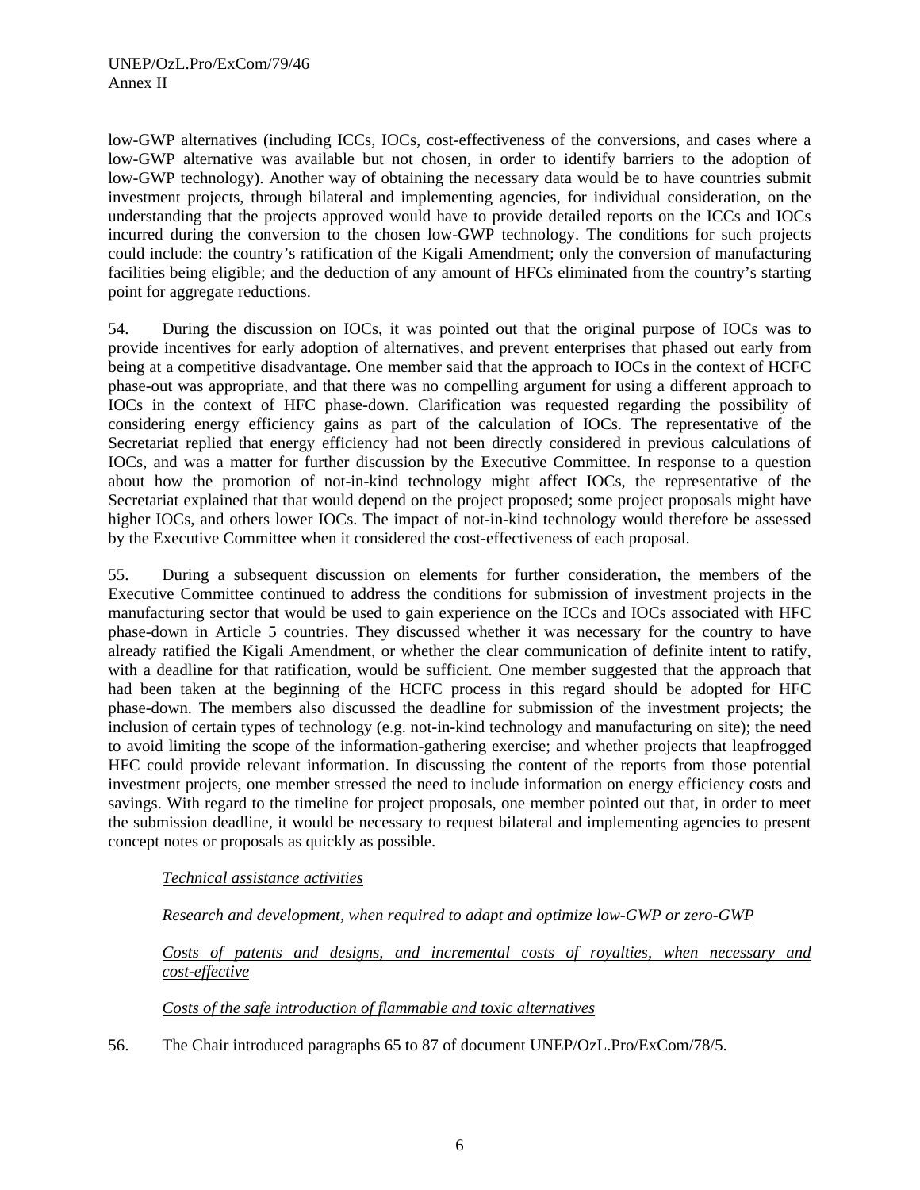low-GWP alternatives (including ICCs, IOCs, cost-effectiveness of the conversions, and cases where a low-GWP alternative was available but not chosen, in order to identify barriers to the adoption of low-GWP technology). Another way of obtaining the necessary data would be to have countries submit investment projects, through bilateral and implementing agencies, for individual consideration, on the understanding that the projects approved would have to provide detailed reports on the ICCs and IOCs incurred during the conversion to the chosen low-GWP technology. The conditions for such projects could include: the country's ratification of the Kigali Amendment; only the conversion of manufacturing facilities being eligible; and the deduction of any amount of HFCs eliminated from the country's starting point for aggregate reductions.

54. During the discussion on IOCs, it was pointed out that the original purpose of IOCs was to provide incentives for early adoption of alternatives, and prevent enterprises that phased out early from being at a competitive disadvantage. One member said that the approach to IOCs in the context of HCFC phase-out was appropriate, and that there was no compelling argument for using a different approach to IOCs in the context of HFC phase-down. Clarification was requested regarding the possibility of considering energy efficiency gains as part of the calculation of IOCs. The representative of the Secretariat replied that energy efficiency had not been directly considered in previous calculations of IOCs, and was a matter for further discussion by the Executive Committee. In response to a question about how the promotion of not-in-kind technology might affect IOCs, the representative of the Secretariat explained that that would depend on the project proposed; some project proposals might have higher IOCs, and others lower IOCs. The impact of not-in-kind technology would therefore be assessed by the Executive Committee when it considered the cost-effectiveness of each proposal.

55. During a subsequent discussion on elements for further consideration, the members of the Executive Committee continued to address the conditions for submission of investment projects in the manufacturing sector that would be used to gain experience on the ICCs and IOCs associated with HFC phase-down in Article 5 countries. They discussed whether it was necessary for the country to have already ratified the Kigali Amendment, or whether the clear communication of definite intent to ratify, with a deadline for that ratification, would be sufficient. One member suggested that the approach that had been taken at the beginning of the HCFC process in this regard should be adopted for HFC phase-down. The members also discussed the deadline for submission of the investment projects; the inclusion of certain types of technology (e.g. not-in-kind technology and manufacturing on site); the need to avoid limiting the scope of the information-gathering exercise; and whether projects that leapfrogged HFC could provide relevant information. In discussing the content of the reports from those potential investment projects, one member stressed the need to include information on energy efficiency costs and savings. With regard to the timeline for project proposals, one member pointed out that, in order to meet the submission deadline, it would be necessary to request bilateral and implementing agencies to present concept notes or proposals as quickly as possible.

*Technical assistance activities*

*Research and development, when required to adapt and optimize low-GWP or zero-GWP*

*Costs of patents and designs, and incremental costs of royalties, when necessary and cost-effective*

*Costs of the safe introduction of flammable and toxic alternatives*

56. The Chair introduced paragraphs 65 to 87 of document UNEP/OzL.Pro/ExCom/78/5.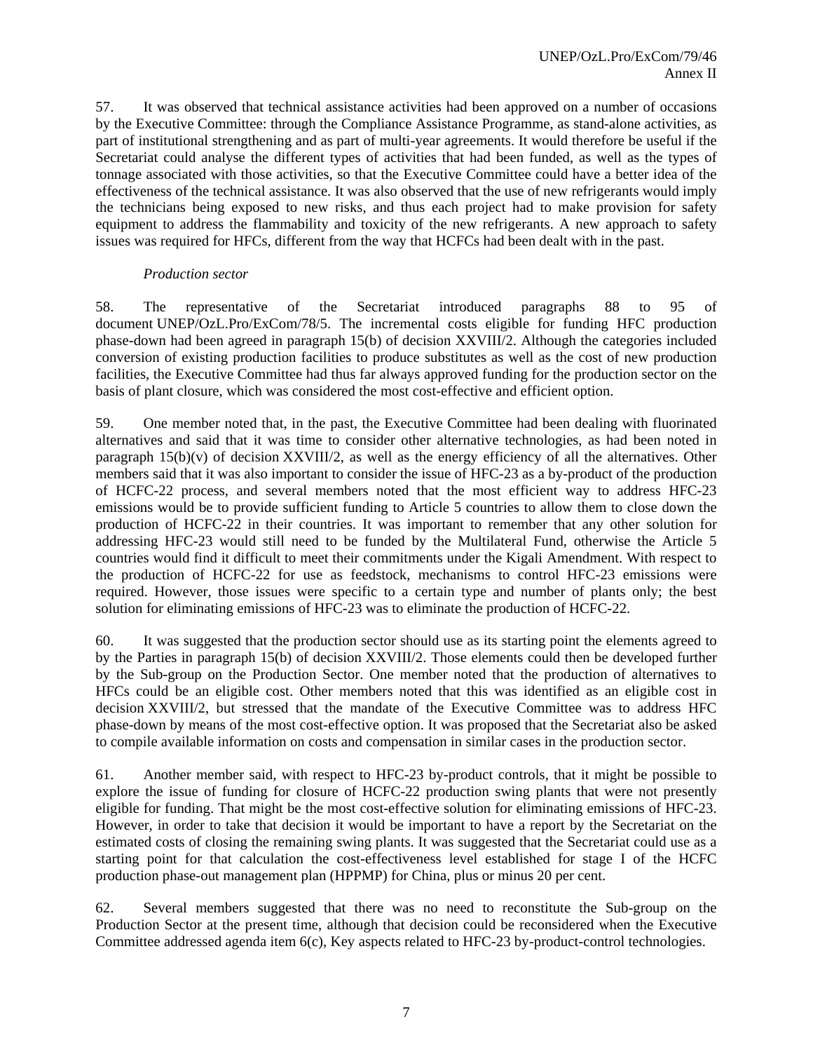57. It was observed that technical assistance activities had been approved on a number of occasions by the Executive Committee: through the Compliance Assistance Programme, as stand-alone activities, as part of institutional strengthening and as part of multi-year agreements. It would therefore be useful if the Secretariat could analyse the different types of activities that had been funded, as well as the types of tonnage associated with those activities, so that the Executive Committee could have a better idea of the effectiveness of the technical assistance. It was also observed that the use of new refrigerants would imply the technicians being exposed to new risks, and thus each project had to make provision for safety equipment to address the flammability and toxicity of the new refrigerants. A new approach to safety issues was required for HFCs, different from the way that HCFCs had been dealt with in the past.

*Production sector*

58. The representative of the Secretariat introduced paragraphs 88 to 95 of document UNEP/OzL.Pro/ExCom/78/5. The incremental costs eligible for funding HFC production phase-down had been agreed in paragraph 15(b) of decision XXVIII/2. Although the categories included conversion of existing production facilities to produce substitutes as well as the cost of new production facilities, the Executive Committee had thus far always approved funding for the production sector on the basis of plant closure, which was considered the most cost-effective and efficient option.

59. One member noted that, in the past, the Executive Committee had been dealing with fluorinated alternatives and said that it was time to consider other alternative technologies, as had been noted in paragraph 15(b)(v) of decision XXVIII/2, as well as the energy efficiency of all the alternatives. Other members said that it was also important to consider the issue of HFC-23 as a by-product of the production of HCFC-22 process, and several members noted that the most efficient way to address HFC-23 emissions would be to provide sufficient funding to Article 5 countries to allow them to close down the production of HCFC-22 in their countries. It was important to remember that any other solution for addressing HFC-23 would still need to be funded by the Multilateral Fund, otherwise the Article 5 countries would find it difficult to meet their commitments under the Kigali Amendment. With respect to the production of HCFC-22 for use as feedstock, mechanisms to control HFC-23 emissions were required. However, those issues were specific to a certain type and number of plants only; the best solution for eliminating emissions of HFC-23 was to eliminate the production of HCFC-22.

60. It was suggested that the production sector should use as its starting point the elements agreed to by the Parties in paragraph 15(b) of decision XXVIII/2. Those elements could then be developed further by the Sub-group on the Production Sector. One member noted that the production of alternatives to HFCs could be an eligible cost. Other members noted that this was identified as an eligible cost in decision XXVIII/2, but stressed that the mandate of the Executive Committee was to address HFC phase-down by means of the most cost-effective option. It was proposed that the Secretariat also be asked to compile available information on costs and compensation in similar cases in the production sector.

61. Another member said, with respect to HFC-23 by-product controls, that it might be possible to explore the issue of funding for closure of HCFC-22 production swing plants that were not presently eligible for funding. That might be the most cost-effective solution for eliminating emissions of HFC-23. However, in order to take that decision it would be important to have a report by the Secretariat on the estimated costs of closing the remaining swing plants. It was suggested that the Secretariat could use as a starting point for that calculation the cost-effectiveness level established for stage I of the HCFC production phase-out management plan (HPPMP) for China, plus or minus 20 per cent.

62. Several members suggested that there was no need to reconstitute the Sub-group on the Production Sector at the present time, although that decision could be reconsidered when the Executive Committee addressed agenda item 6(c), Key aspects related to HFC-23 by-product-control technologies.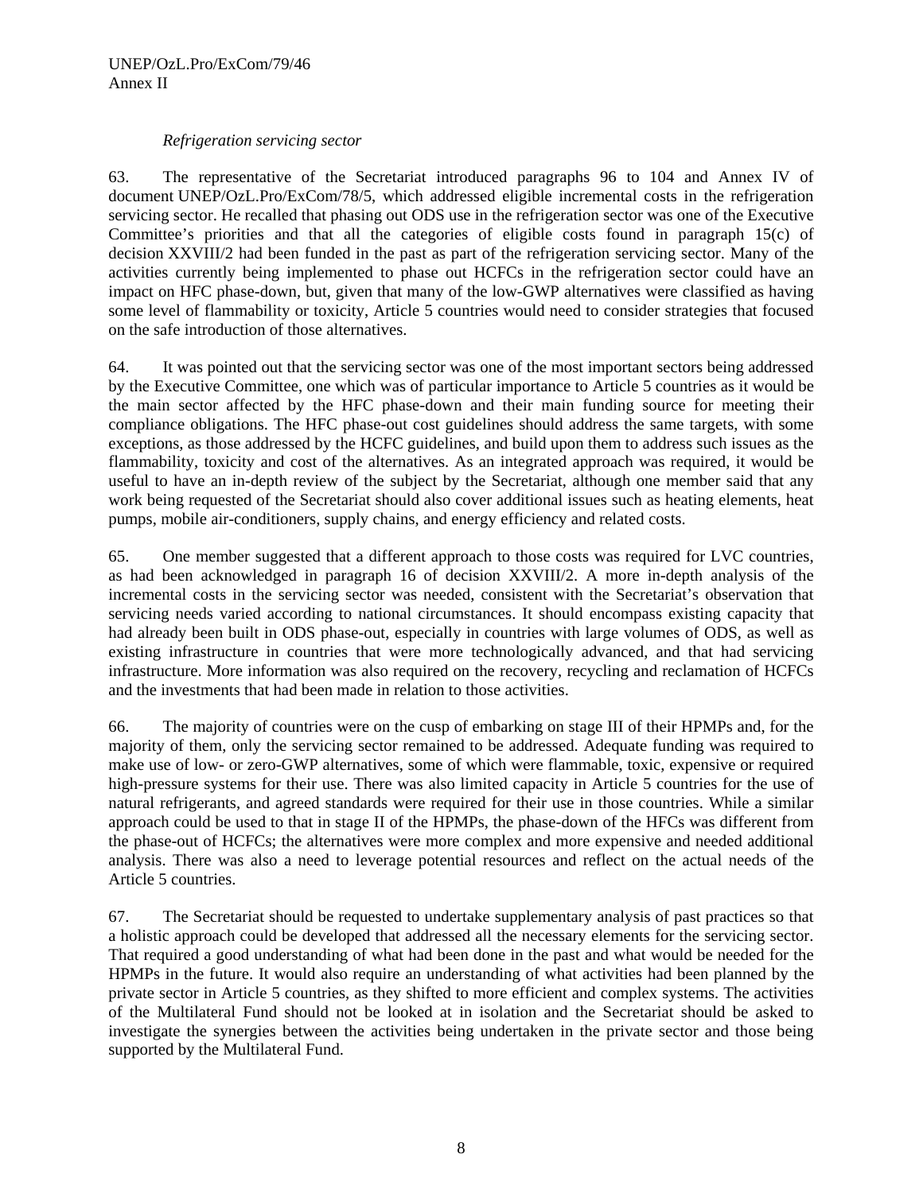*Refrigeration servicing sector*

63. The representative of the Secretariat introduced paragraphs 96 to 104 and Annex IV of document UNEP/OzL.Pro/ExCom/78/5, which addressed eligible incremental costs in the refrigeration servicing sector. He recalled that phasing out ODS use in the refrigeration sector was one of the Executive Committee's priorities and that all the categories of eligible costs found in paragraph 15(c) of decision XXVIII/2 had been funded in the past as part of the refrigeration servicing sector. Many of the activities currently being implemented to phase out HCFCs in the refrigeration sector could have an impact on HFC phase-down, but, given that many of the low-GWP alternatives were classified as having some level of flammability or toxicity, Article 5 countries would need to consider strategies that focused on the safe introduction of those alternatives.

64. It was pointed out that the servicing sector was one of the most important sectors being addressed by the Executive Committee, one which was of particular importance to Article 5 countries as it would be the main sector affected by the HFC phase-down and their main funding source for meeting their compliance obligations. The HFC phase-out cost guidelines should address the same targets, with some exceptions, as those addressed by the HCFC guidelines, and build upon them to address such issues as the flammability, toxicity and cost of the alternatives. As an integrated approach was required, it would be useful to have an in-depth review of the subject by the Secretariat, although one member said that any work being requested of the Secretariat should also cover additional issues such as heating elements, heat pumps, mobile air-conditioners, supply chains, and energy efficiency and related costs.

65. One member suggested that a different approach to those costs was required for LVC countries, as had been acknowledged in paragraph 16 of decision XXVIII/2. A more in-depth analysis of the incremental costs in the servicing sector was needed, consistent with the Secretariat's observation that servicing needs varied according to national circumstances. It should encompass existing capacity that had already been built in ODS phase-out, especially in countries with large volumes of ODS, as well as existing infrastructure in countries that were more technologically advanced, and that had servicing infrastructure. More information was also required on the recovery, recycling and reclamation of HCFCs and the investments that had been made in relation to those activities.

66. The majority of countries were on the cusp of embarking on stage III of their HPMPs and, for the majority of them, only the servicing sector remained to be addressed. Adequate funding was required to make use of low- or zero-GWP alternatives, some of which were flammable, toxic, expensive or required high-pressure systems for their use. There was also limited capacity in Article 5 countries for the use of natural refrigerants, and agreed standards were required for their use in those countries. While a similar approach could be used to that in stage II of the HPMPs, the phase-down of the HFCs was different from the phase-out of HCFCs; the alternatives were more complex and more expensive and needed additional analysis. There was also a need to leverage potential resources and reflect on the actual needs of the Article 5 countries.

67. The Secretariat should be requested to undertake supplementary analysis of past practices so that a holistic approach could be developed that addressed all the necessary elements for the servicing sector. That required a good understanding of what had been done in the past and what would be needed for the HPMPs in the future. It would also require an understanding of what activities had been planned by the private sector in Article 5 countries, as they shifted to more efficient and complex systems. The activities of the Multilateral Fund should not be looked at in isolation and the Secretariat should be asked to investigate the synergies between the activities being undertaken in the private sector and those being supported by the Multilateral Fund.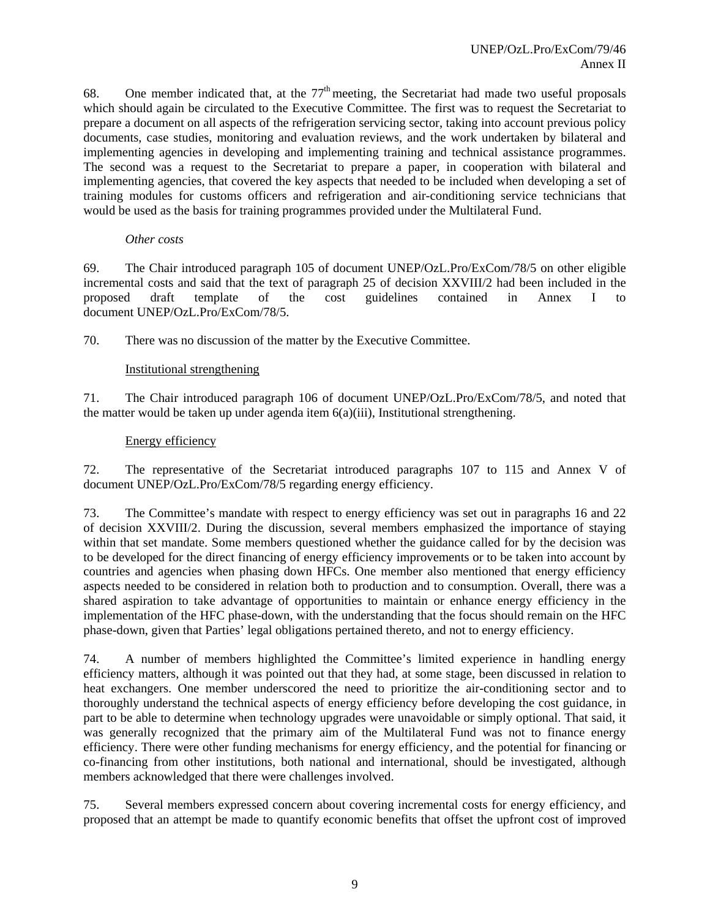68. One member indicated that, at the 77th meeting, the Secretariat had made two useful proposals which should again be circulated to the Executive Committee. The first was to request the Secretariat to prepare a document on all aspects of the refrigeration servicing sector, taking into account previous policy documents, case studies, monitoring and evaluation reviews, and the work undertaken by bilateral and implementing agencies in developing and implementing training and technical assistance programmes. The second was a request to the Secretariat to prepare a paper, in cooperation with bilateral and implementing agencies, that covered the key aspects that needed to be included when developing a set of training modules for customs officers and refrigeration and air-conditioning service technicians that would be used as the basis for training programmes provided under the Multilateral Fund.

*Other costs*

69. The Chair introduced paragraph 105 of document UNEP/OzL.Pro/ExCom/78/5 on other eligible incremental costs and said that the text of paragraph 25 of decision XXVIII/2 had been included in the proposed draft template of the cost guidelines contained in Annex I to document UNEP/OzL.Pro/ExCom/78/5.

70. There was no discussion of the matter by the Executive Committee.

Institutional strengthening

71. The Chair introduced paragraph 106 of document UNEP/OzL.Pro/ExCom/78/5, and noted that the matter would be taken up under agenda item 6(a)(iii), Institutional strengthening.

Energy efficiency

72. The representative of the Secretariat introduced paragraphs 107 to 115 and Annex V of document UNEP/OzL.Pro/ExCom/78/5 regarding energy efficiency.

73. The Committee's mandate with respect to energy efficiency was set out in paragraphs 16 and 22 of decision XXVIII/2. During the discussion, several members emphasized the importance of staying within that set mandate. Some members questioned whether the guidance called for by the decision was to be developed for the direct financing of energy efficiency improvements or to be taken into account by countries and agencies when phasing down HFCs. One member also mentioned that energy efficiency aspects needed to be considered in relation both to production and to consumption. Overall, there was a shared aspiration to take advantage of opportunities to maintain or enhance energy efficiency in the implementation of the HFC phase-down, with the understanding that the focus should remain on the HFC phase-down, given that Parties' legal obligations pertained thereto, and not to energy efficiency.

74. A number of members highlighted the Committee's limited experience in handling energy efficiency matters, although it was pointed out that they had, at some stage, been discussed in relation to heat exchangers. One member underscored the need to prioritize the air-conditioning sector and to thoroughly understand the technical aspects of energy efficiency before developing the cost guidance, in part to be able to determine when technology upgrades were unavoidable or simply optional. That said, it was generally recognized that the primary aim of the Multilateral Fund was not to finance energy efficiency. There were other funding mechanisms for energy efficiency, and the potential for financing or co-financing from other institutions, both national and international, should be investigated, although members acknowledged that there were challenges involved.

75. Several members expressed concern about covering incremental costs for energy efficiency, and proposed that an attempt be made to quantify economic benefits that offset the upfront cost of improved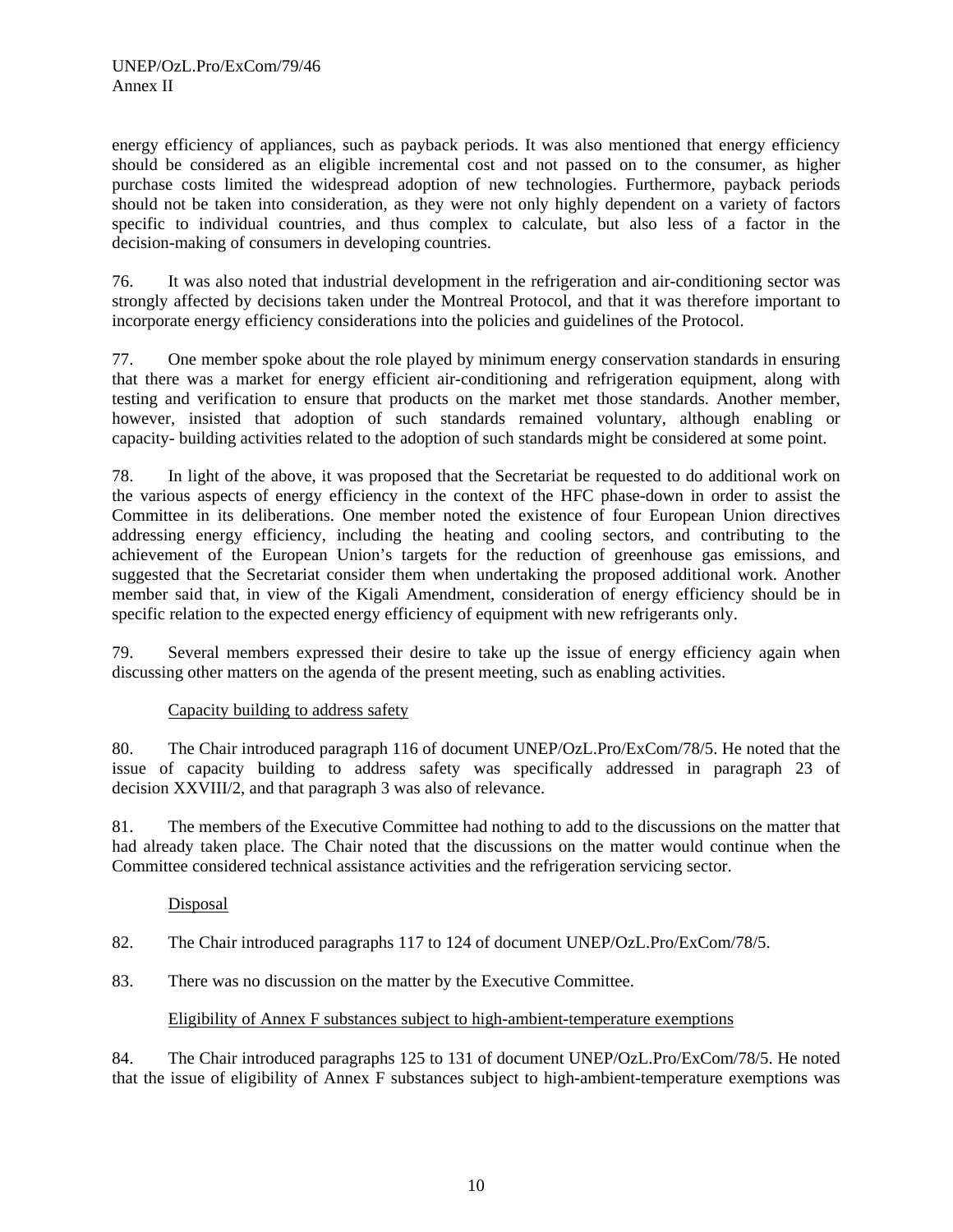energy efficiency of appliances, such as payback periods. It was also mentioned that energy efficiency should be considered as an eligible incremental cost and not passed on to the consumer, as higher purchase costs limited the widespread adoption of new technologies. Furthermore, payback periods should not be taken into consideration, as they were not only highly dependent on a variety of factors specific to individual countries, and thus complex to calculate, but also less of a factor in the decision-making of consumers in developing countries.

76. It was also noted that industrial development in the refrigeration and air-conditioning sector was strongly affected by decisions taken under the Montreal Protocol, and that it was therefore important to incorporate energy efficiency considerations into the policies and guidelines of the Protocol.

77. One member spoke about the role played by minimum energy conservation standards in ensuring that there was a market for energy efficient air-conditioning and refrigeration equipment, along with testing and verification to ensure that products on the market met those standards. Another member, however, insisted that adoption of such standards remained voluntary, although enabling or capacity- building activities related to the adoption of such standards might be considered at some point.

78. In light of the above, it was proposed that the Secretariat be requested to do additional work on the various aspects of energy efficiency in the context of the HFC phase-down in order to assist the Committee in its deliberations. One member noted the existence of four European Union directives addressing energy efficiency, including the heating and cooling sectors, and contributing to the achievement of the European Union's targets for the reduction of greenhouse gas emissions, and suggested that the Secretariat consider them when undertaking the proposed additional work. Another member said that, in view of the Kigali Amendment, consideration of energy efficiency should be in specific relation to the expected energy efficiency of equipment with new refrigerants only.

79. Several members expressed their desire to take up the issue of energy efficiency again when discussing other matters on the agenda of the present meeting, such as enabling activities.

Capacity building to address safety

80. The Chair introduced paragraph 116 of document UNEP/OzL.Pro/ExCom/78/5. He noted that the issue of capacity building to address safety was specifically addressed in paragraph 23 of decision XXVIII/2, and that paragraph 3 was also of relevance.

81. The members of the Executive Committee had nothing to add to the discussions on the matter that had already taken place. The Chair noted that the discussions on the matter would continue when the Committee considered technical assistance activities and the refrigeration servicing sector.

Disposal

82. The Chair introduced paragraphs 117 to 124 of document UNEP/OzL.Pro/ExCom/78/5.

83. There was no discussion on the matter by the Executive Committee.

Eligibility of Annex F substances subject to high-ambient-temperature exemptions

84. The Chair introduced paragraphs 125 to 131 of document UNEP/OzL.Pro/ExCom/78/5. He noted that the issue of eligibility of Annex F substances subject to high-ambient-temperature exemptions was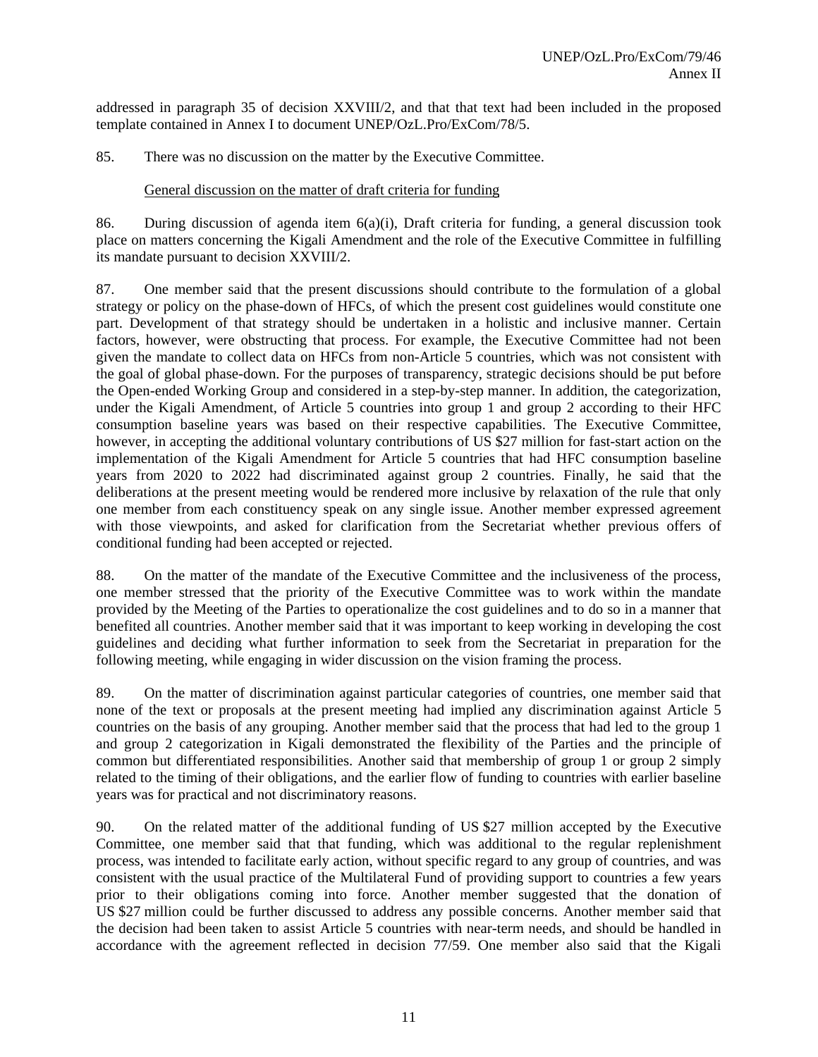addressed in paragraph 35 of decision XXVIII/2, and that that text had been included in the proposed template contained in Annex I to document UNEP/OzL.Pro/ExCom/78/5.

85. There was no discussion on the matter by the Executive Committee.

General discussion on the matter of draft criteria for funding

86. During discussion of agenda item 6(a)(i), Draft criteria for funding, a general discussion took place on matters concerning the Kigali Amendment and the role of the Executive Committee in fulfilling its mandate pursuant to decision XXVIII/2.

87. One member said that the present discussions should contribute to the formulation of a global strategy or policy on the phase-down of HFCs, of which the present cost guidelines would constitute one part. Development of that strategy should be undertaken in a holistic and inclusive manner. Certain factors, however, were obstructing that process. For example, the Executive Committee had not been given the mandate to collect data on HFCs from non-Article 5 countries, which was not consistent with the goal of global phase-down. For the purposes of transparency, strategic decisions should be put before the Open-ended Working Group and considered in a step-by-step manner. In addition, the categorization, under the Kigali Amendment, of Article 5 countries into group 1 and group 2 according to their HFC consumption baseline years was based on their respective capabilities. The Executive Committee, however, in accepting the additional voluntary contributions of US $27 million for fast-start action on the implementation of the Kigali Amendment for Article 5 countries that had HFC consumption baseline years from 2020 to 2022 had discriminated against group 2 countries. Finally, he said that the deliberations at the present meeting would be rendered more inclusive by relaxation of the rule that only one member from each constituency speak on any single issue. Another member expressed agreement with those viewpoints, and asked for clarification from the Secretariat whether previous offers of conditional funding had been accepted or rejected.

88. On the matter of the mandate of the Executive Committee and the inclusiveness of the process, one member stressed that the priority of the Executive Committee was to work within the mandate provided by the Meeting of the Parties to operationalize the cost guidelines and to do so in a manner that benefited all countries. Another member said that it was important to keep working in developing the cost guidelines and deciding what further information to seek from the Secretariat in preparation for the following meeting, while engaging in wider discussion on the vision framing the process.

89. On the matter of discrimination against particular categories of countries, one member said that none of the text or proposals at the present meeting had implied any discrimination against Article 5 countries on the basis of any grouping. Another member said that the process that had led to the group 1 and group 2 categorization in Kigali demonstrated the flexibility of the Parties and the principle of common but differentiated responsibilities. Another said that membership of group 1 or group 2 simply related to the timing of their obligations, and the earlier flow of funding to countries with earlier baseline years was for practical and not discriminatory reasons.

90. On the related matter of the additional funding of US $27 million accepted by the Executive Committee, one member said that that funding, which was additional to the regular replenishment process, was intended to facilitate early action, without specific regard to any group of countries, and was consistent with the usual practice of the Multilateral Fund of providing support to countries a few years prior to their obligations coming into force. Another member suggested that the donation of US $27 million could be further discussed to address any possible concerns. Another member said that the decision had been taken to assist Article 5 countries with near-term needs, and should be handled in accordance with the agreement reflected in decision 77/59. One member also said that the Kigali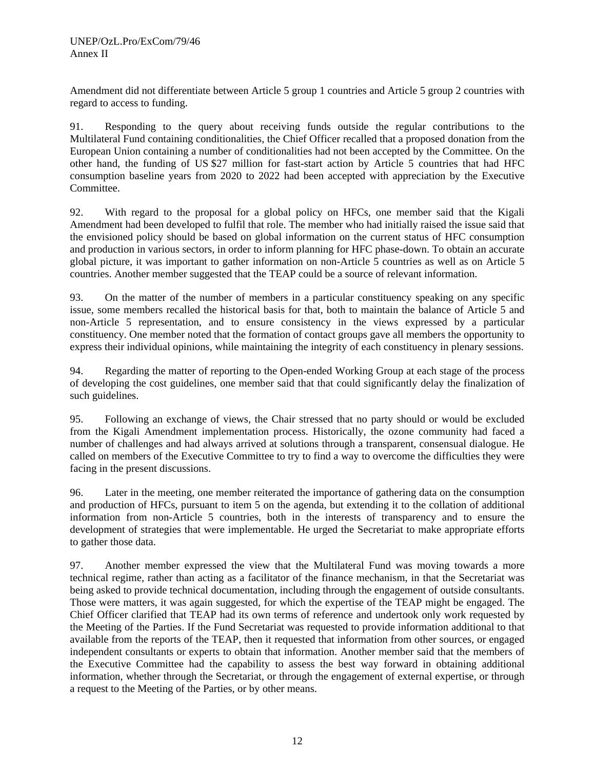Amendment did not differentiate between Article 5 group 1 countries and Article 5 group 2 countries with regard to access to funding.

91. Responding to the query about receiving funds outside the regular contributions to the Multilateral Fund containing conditionalities, the Chief Officer recalled that a proposed donation from the European Union containing a number of conditionalities had not been accepted by the Committee. On the other hand, the funding of US $27 million for fast-start action by Article 5 countries that had HFC consumption baseline years from 2020 to 2022 had been accepted with appreciation by the Executive Committee.

92. With regard to the proposal for a global policy on HFCs, one member said that the Kigali Amendment had been developed to fulfil that role. The member who had initially raised the issue said that the envisioned policy should be based on global information on the current status of HFC consumption and production in various sectors, in order to inform planning for HFC phase-down. To obtain an accurate global picture, it was important to gather information on non-Article 5 countries as well as on Article 5 countries. Another member suggested that the TEAP could be a source of relevant information.

93. On the matter of the number of members in a particular constituency speaking on any specific issue, some members recalled the historical basis for that, both to maintain the balance of Article 5 and non-Article 5 representation, and to ensure consistency in the views expressed by a particular constituency. One member noted that the formation of contact groups gave all members the opportunity to express their individual opinions, while maintaining the integrity of each constituency in plenary sessions.

94. Regarding the matter of reporting to the Open-ended Working Group at each stage of the process of developing the cost guidelines, one member said that that could significantly delay the finalization of such guidelines.

95. Following an exchange of views, the Chair stressed that no party should or would be excluded from the Kigali Amendment implementation process. Historically, the ozone community had faced a number of challenges and had always arrived at solutions through a transparent, consensual dialogue. He called on members of the Executive Committee to try to find a way to overcome the difficulties they were facing in the present discussions.

96. Later in the meeting, one member reiterated the importance of gathering data on the consumption and production of HFCs, pursuant to item 5 on the agenda, but extending it to the collation of additional information from non-Article 5 countries, both in the interests of transparency and to ensure the development of strategies that were implementable. He urged the Secretariat to make appropriate efforts to gather those data.

97. Another member expressed the view that the Multilateral Fund was moving towards a more technical regime, rather than acting as a facilitator of the finance mechanism, in that the Secretariat was being asked to provide technical documentation, including through the engagement of outside consultants. Those were matters, it was again suggested, for which the expertise of the TEAP might be engaged. The Chief Officer clarified that TEAP had its own terms of reference and undertook only work requested by the Meeting of the Parties. If the Fund Secretariat was requested to provide information additional to that available from the reports of the TEAP, then it requested that information from other sources, or engaged independent consultants or experts to obtain that information. Another member said that the members of the Executive Committee had the capability to assess the best way forward in obtaining additional information, whether through the Secretariat, or through the engagement of external expertise, or through a request to the Meeting of the Parties, or by other means.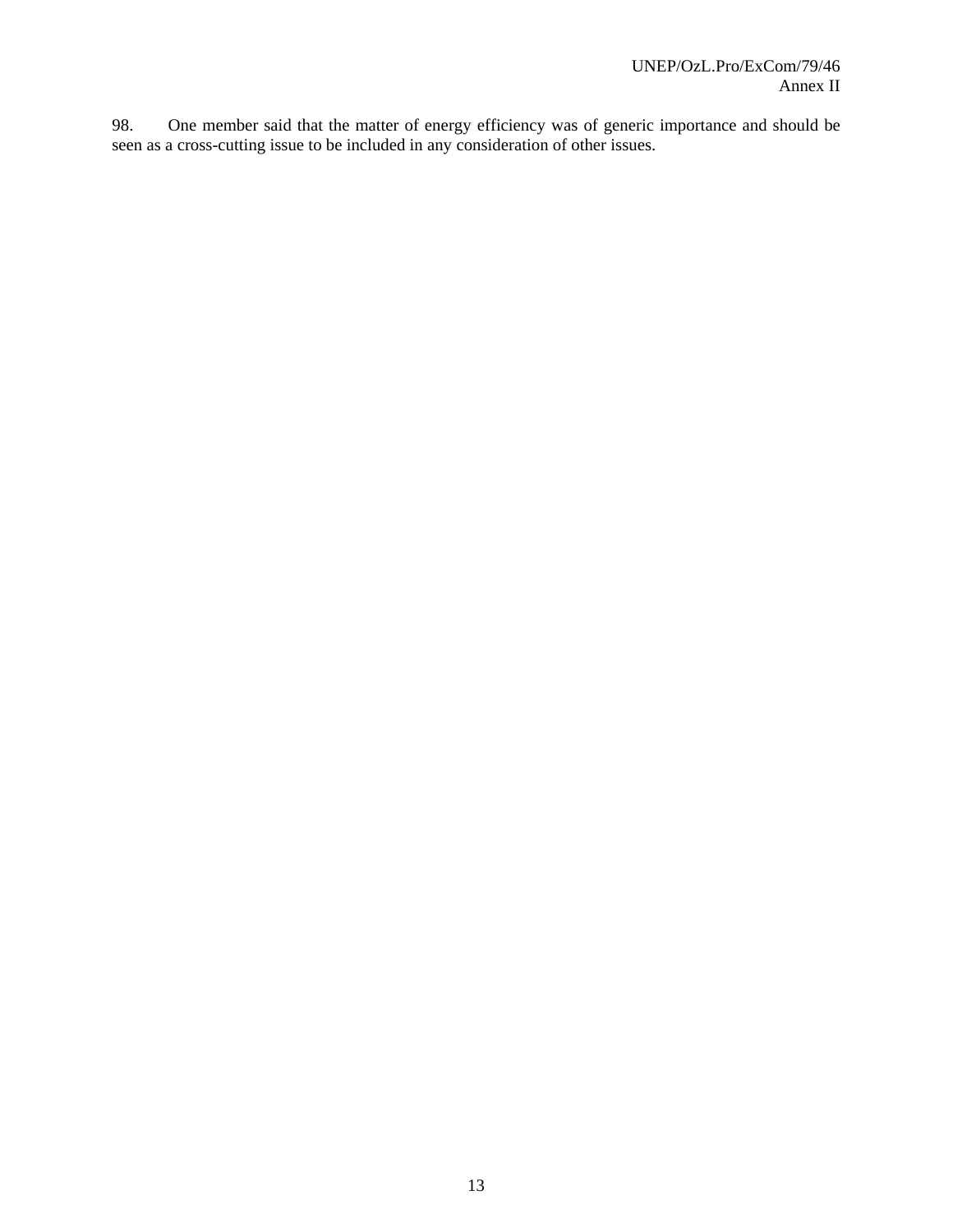98. One member said that the matter of energy efficiency was of generic importance and should be seen as a cross-cutting issue to be included in any consideration of other issues.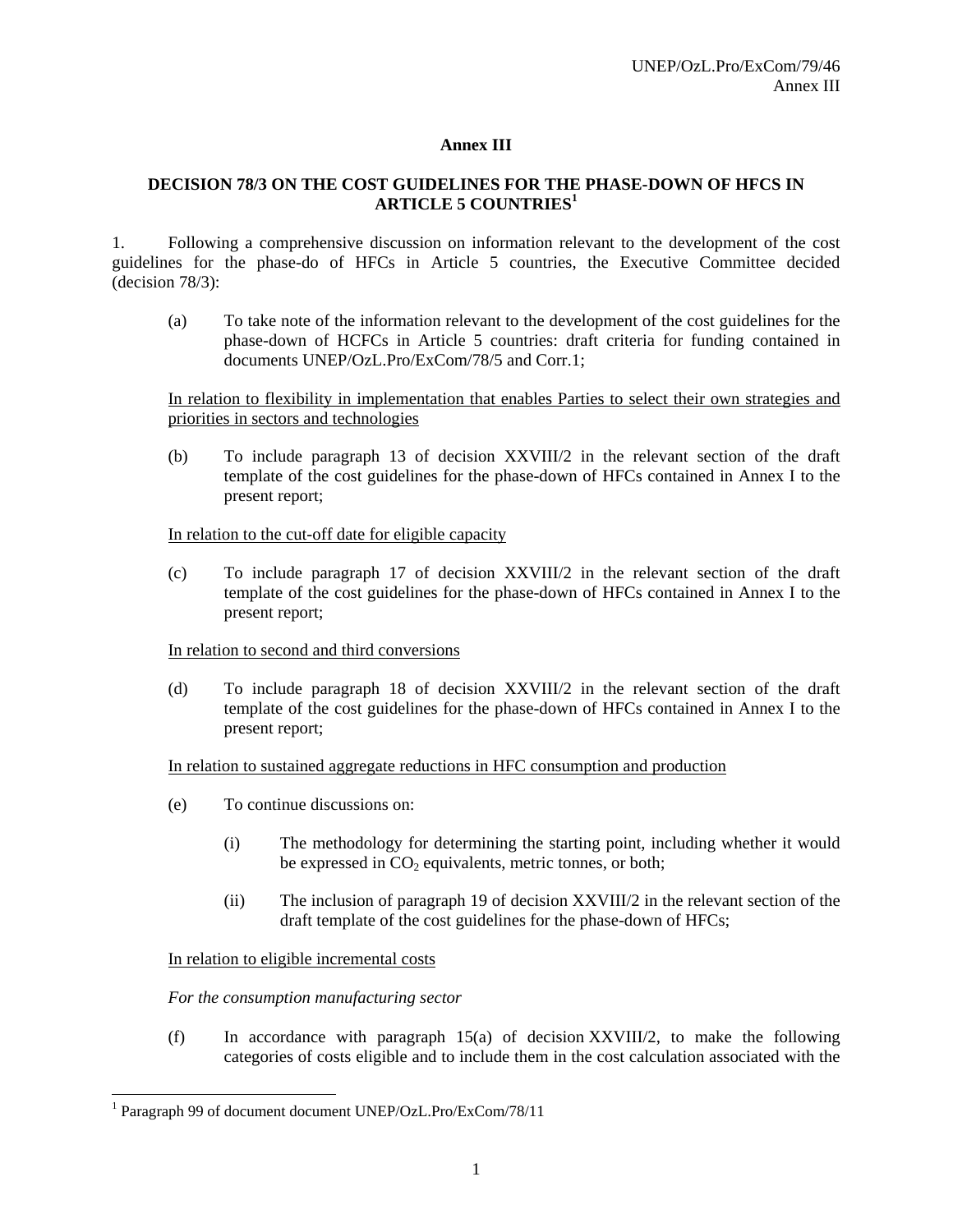## Annex III

### DECISION 78/3 ON THE COST GUIDELINES FOR THE PHASE-DOWN OF HFCS IN ARTICLE 5 COUNTRIES[1]

1. Following a comprehensive discussion on information relevant to the development of the cost guidelines for the phase-do of HFCs in Article 5 countries, the Executive Committee decided (decision 78/3):

(a) To take note of the information relevant to the development of the cost guidelines for the phase-down of HCFCs in Article 5 countries: draft criteria for funding contained in documents UNEP/OzL.Pro/ExCom/78/5 and Corr.1;

<u>In relation to flexibility in implementation that enables Parties to select their own strategies and priorities in sectors and technologies</u>

(b) To include paragraph 13 of decision XXVIII/2 in the relevant section of the draft template of the cost guidelines for the phase-down of HFCs contained in Annex I to the present report;

<u>In relation to the cut-off date for eligible capacity</u>

(c) To include paragraph 17 of decision XXVIII/2 in the relevant section of the draft template of the cost guidelines for the phase-down of HFCs contained in Annex I to the present report;

<u>In relation to second and third conversions</u>

(d) To include paragraph 18 of decision XXVIII/2 in the relevant section of the draft template of the cost guidelines for the phase-down of HFCs contained in Annex I to the present report;

<u>In relation to sustained aggregate reductions in HFC consumption and production</u>

(e) To continue discussions on:

(i) The methodology for determining the starting point, including whether it would be expressed in $CO_2$ equivalents, metric tonnes, or both;

(ii) The inclusion of paragraph 19 of decision XXVIII/2 in the relevant section of the draft template of the cost guidelines for the phase-down of HFCs;

<u>In relation to eligible incremental costs</u>

*For the consumption manufacturing sector*

(f) In accordance with paragraph 15(a) of decision XXVIII/2, to make the following categories of costs eligible and to include them in the cost calculation associated with the

---

[1] Paragraph 99 of document document UNEP/OzL.Pro/ExCom/78/11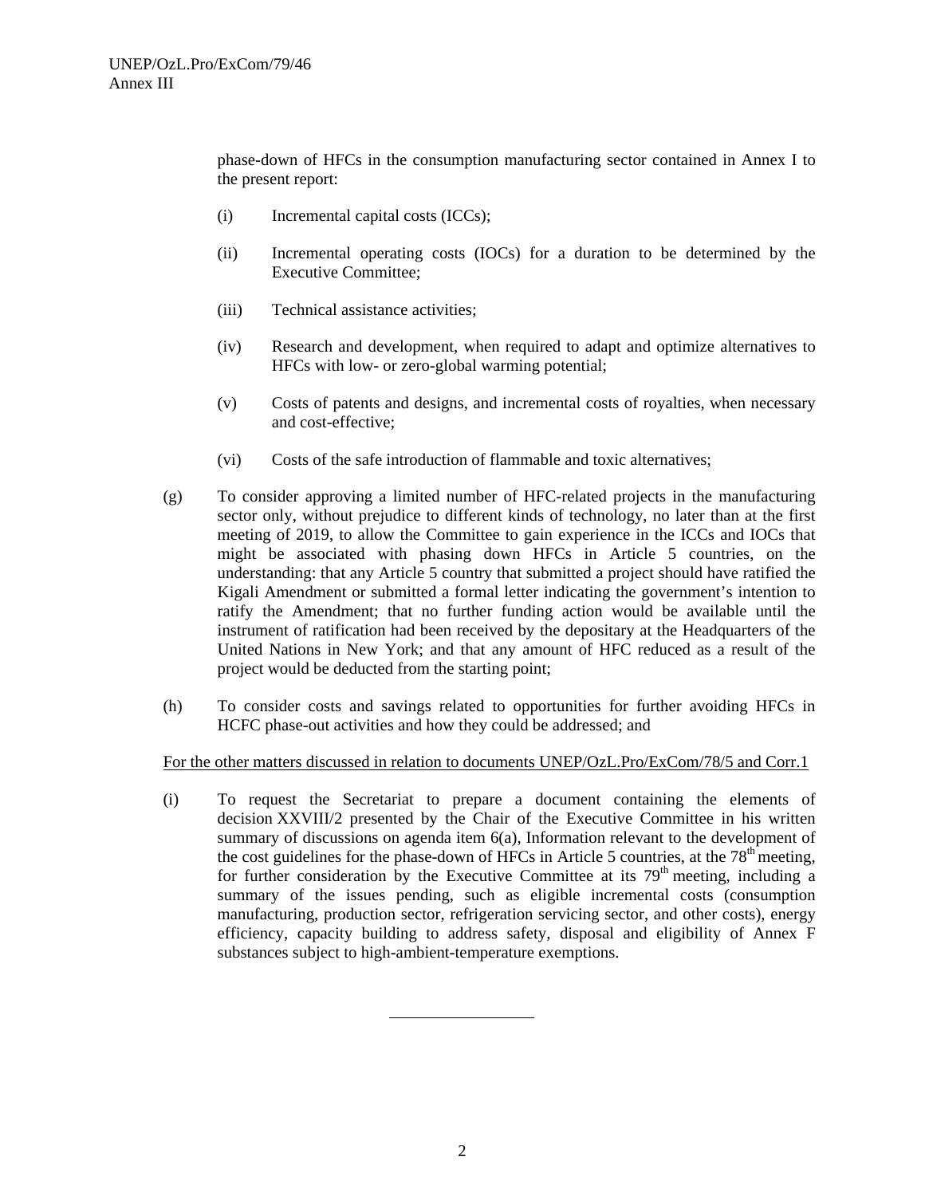phase-down of HFCs in the consumption manufacturing sector contained in Annex I to the present report:

(i) Incremental capital costs (ICCs);

(ii) Incremental operating costs (IOCs) for a duration to be determined by the Executive Committee;

(iii) Technical assistance activities;

(iv) Research and development, when required to adapt and optimize alternatives to HFCs with low- or zero-global warming potential;

(v) Costs of patents and designs, and incremental costs of royalties, when necessary and cost-effective;

(vi) Costs of the safe introduction of flammable and toxic alternatives;

(g) To consider approving a limited number of HFC-related projects in the manufacturing sector only, without prejudice to different kinds of technology, no later than at the first meeting of 2019, to allow the Committee to gain experience in the ICCs and IOCs that might be associated with phasing down HFCs in Article 5 countries, on the understanding: that any Article 5 country that submitted a project should have ratified the Kigali Amendment or submitted a formal letter indicating the government's intention to ratify the Amendment; that no further funding action would be available until the instrument of ratification had been received by the depositary at the Headquarters of the United Nations in New York; and that any amount of HFC reduced as a result of the project would be deducted from the starting point;

(h) To consider costs and savings related to opportunities for further avoiding HFCs in HCFC phase-out activities and how they could be addressed; and

For the other matters discussed in relation to documents UNEP/OzL.Pro/ExCom/78/5 and Corr.1

(i) To request the Secretariat to prepare a document containing the elements of decision XXVIII/2 presented by the Chair of the Executive Committee in his written summary of discussions on agenda item 6(a), Information relevant to the development of the cost guidelines for the phase-down of HFCs in Article 5 countries, at the 78th meeting, for further consideration by the Executive Committee at its 79th meeting, including a summary of the issues pending, such as eligible incremental costs (consumption manufacturing, production sector, refrigeration servicing sector, and other costs), energy efficiency, capacity building to address safety, disposal and eligibility of Annex F substances subject to high-ambient-temperature exemptions.